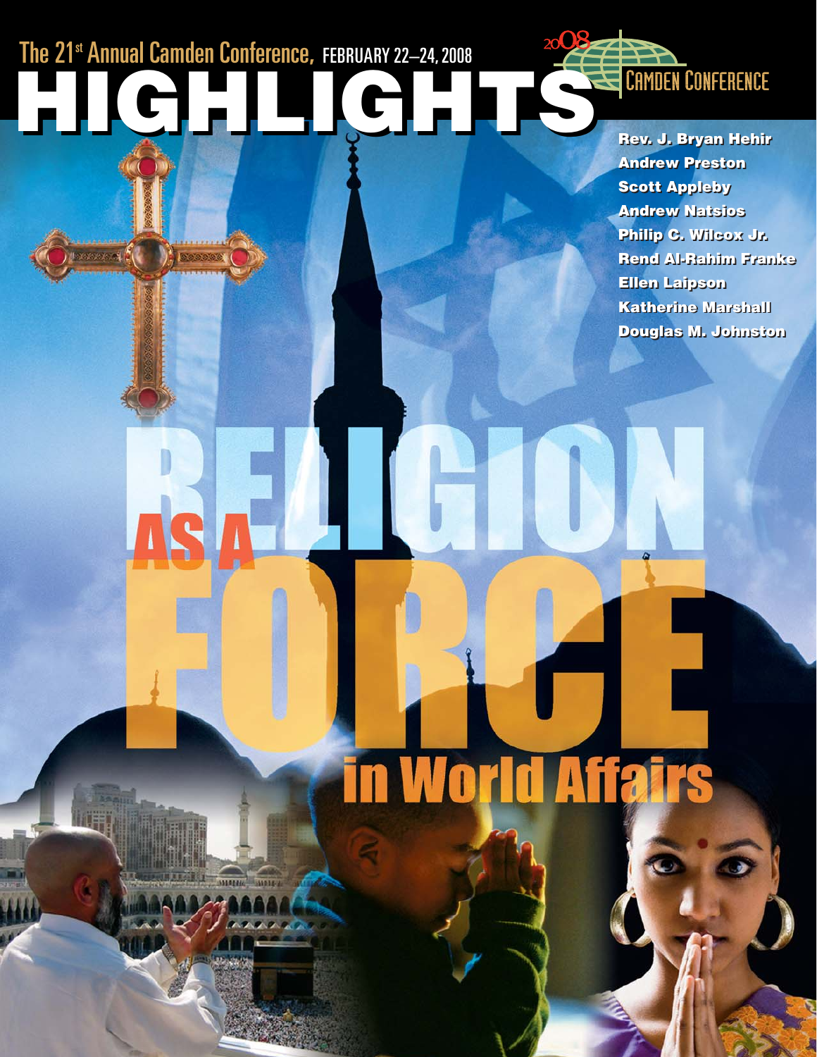The 21st Annual Camden Conference, FEBRUARY 22–24, 2008

# HIGHLIGHTS

2008 CAMDEN CONFERENCE

**Rev. J. Bryan Hehir**
**Andrew Preston**
**Scott Appleby**
**Andrew Natsios**
**Philip C. Wilcox Jr.**
**Rend Al-Rahim Franke**
**Ellen Laipson**
**Katherine Marshall**
**Douglas M. Johnston**

# RELIGION AS A FORCE in World Affairs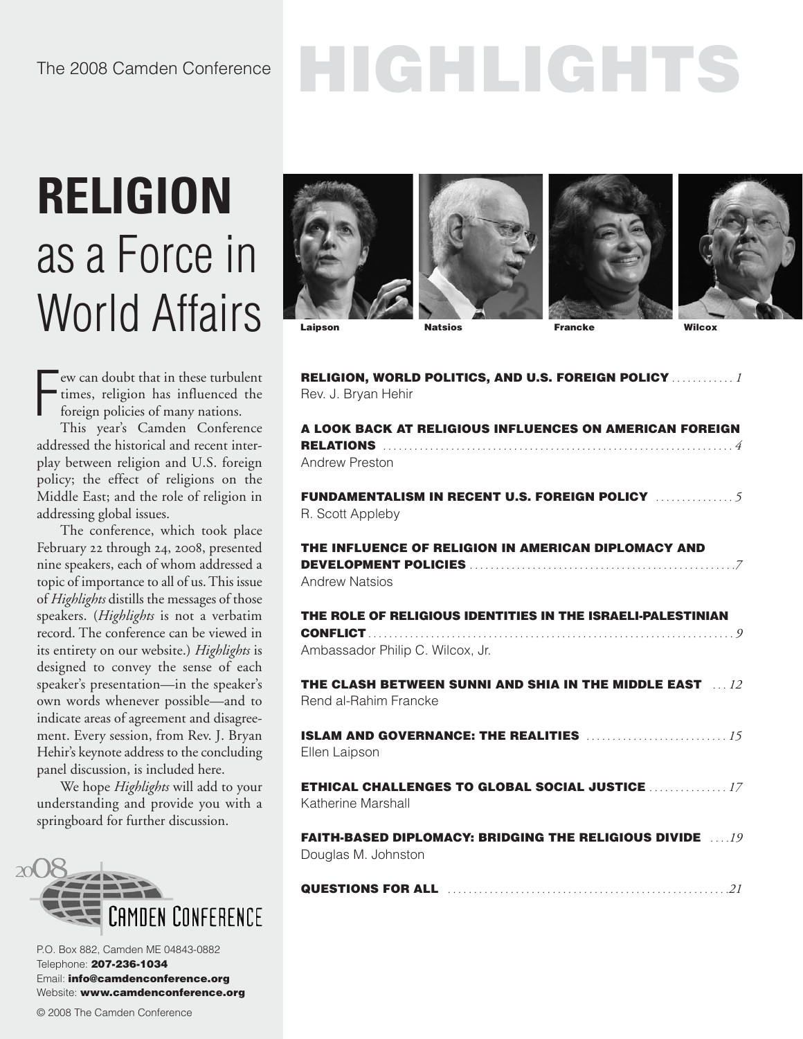The 2008 Camden Conference

# HIGHLIGHTS

# RELIGION as a Force in World Affairs

Laipson Natsios Francke Wilcox

Few can doubt that in these turbulent times, religion has influenced the foreign policies of many nations.

This year's Camden Conference addressed the historical and recent interplay between religion and U.S. foreign policy; the effect of religions on the Middle East; and the role of religion in addressing global issues.

The conference, which took place February 22 through 24, 2008, presented nine speakers, each of whom addressed a topic of importance to all of us. This issue of *Highlights* distills the messages of those speakers. (*Highlights* is not a verbatim record. The conference can be viewed in its entirety on our website.) *Highlights* is designed to convey the sense of each speaker's presentation—in the speaker's own words whenever possible—and to indicate areas of agreement and disagreement. Every session, from Rev. J. Bryan Hehir's keynote address to the concluding panel discussion, is included here.

We hope *Highlights* will add to your understanding and provide you with a springboard for further discussion.

2008 Camden Conference

P.O. Box 882, Camden ME 04843-0882
Telephone: **207-236-1034**
Email: **info@camdenconference.org**
Website: **www.camdenconference.org**

© 2008 The Camden Conference

**RELIGION, WORLD POLITICS, AND U.S. FOREIGN POLICY** ............ *1*
Rev. J. Bryan Hehir

**A LOOK BACK AT RELIGIOUS INFLUENCES ON AMERICAN FOREIGN RELATIONS** ............ *4*
Andrew Preston

**FUNDAMENTALISM IN RECENT U.S. FOREIGN POLICY** ............ *5*
R. Scott Appleby

**THE INFLUENCE OF RELIGION IN AMERICAN DIPLOMACY AND DEVELOPMENT POLICIES** ............ *7*
Andrew Natsios

**THE ROLE OF RELIGIOUS IDENTITIES IN THE ISRAELI-PALESTINIAN CONFLICT** ............ *9*
Ambassador Philip C. Wilcox, Jr.

**THE CLASH BETWEEN SUNNI AND SHIA IN THE MIDDLE EAST** ............ *12*
Rend al-Rahim Francke

**ISLAM AND GOVERNANCE: THE REALITIES** ............ *15*
Ellen Laipson

**ETHICAL CHALLENGES TO GLOBAL SOCIAL JUSTICE** ............ *17*
Katherine Marshall

**FAITH-BASED DIPLOMACY: BRIDGING THE RELIGIOUS DIVIDE** ............ *19*
Douglas M. Johnston

**QUESTIONS FOR ALL** ............ *21*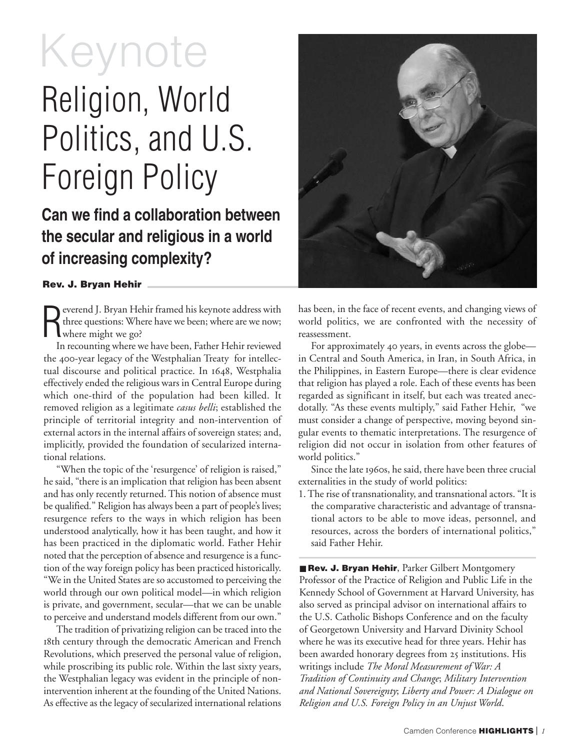# Keynote

# Religion, World Politics, and U.S. Foreign Policy

## Can we find a collaboration between the secular and religious in a world of increasing complexity?

**Rev. J. Bryan Hehir**

Reverend J. Bryan Hehir framed his keynote address with three questions: Where have we been; where are we now; where might we go?

In recounting where we have been, Father Hehir reviewed the 400-year legacy of the Westphalian Treaty for intellectual discourse and political practice. In 1648, Westphalia effectively ended the religious wars in Central Europe during which one-third of the population had been killed. It removed religion as a legitimate *casus belli*; established the principle of territorial integrity and non-intervention of external actors in the internal affairs of sovereign states; and, implicitly, provided the foundation of secularized international relations.

"When the topic of the 'resurgence' of religion is raised," he said, "there is an implication that religion has been absent and has only recently returned. This notion of absence must be qualified." Religion has always been a part of people's lives; resurgence refers to the ways in which religion has been understood analytically, how it has been taught, and how it has been practiced in the diplomatic world. Father Hehir noted that the perception of absence and resurgence is a function of the way foreign policy has been practiced historically. "We in the United States are so accustomed to perceiving the world through our own political model—in which religion is private, and government, secular—that we can be unable to perceive and understand models different from our own."

The tradition of privatizing religion can be traced into the 18th century through the democratic American and French Revolutions, which preserved the personal value of religion, while proscribing its public role. Within the last sixty years, the Westphalian legacy was evident in the principle of non-intervention inherent at the founding of the United Nations. As effective as the legacy of secularized international relations has been, in the face of recent events, and changing views of world politics, we are confronted with the necessity of reassessment.

For approximately 40 years, in events across the globe—in Central and South America, in Iran, in South Africa, in the Philippines, in Eastern Europe—there is clear evidence that religion has played a role. Each of these events has been regarded as significant in itself, but each was treated anecdotally. "As these events multiply," said Father Hehir, "we must consider a change of perspective, moving beyond singular events to thematic interpretations. The resurgence of religion did not occur in isolation from other features of world politics."

Since the late 1960s, he said, there have been three crucial externalities in the study of world politics:

1. The rise of transnationality, and transnational actors. "It is the comparative characteristic and advantage of transnational actors to be able to move ideas, personnel, and resources, across the borders of international politics," said Father Hehir.

**Rev. J. Bryan Hehir**, Parker Gilbert Montgomery Professor of the Practice of Religion and Public Life in the Kennedy School of Government at Harvard University, has also served as principal advisor on international affairs to the U.S. Catholic Bishops Conference and on the faculty of Georgetown University and Harvard Divinity School where he was its executive head for three years. Hehir has been awarded honorary degrees from 25 institutions. His writings include *The Moral Measurement of War: A Tradition of Continuity and Change*; *Military Intervention and National Sovereignty*; *Liberty and Power: A Dialogue on Religion and U.S. Foreign Policy in an Unjust World*.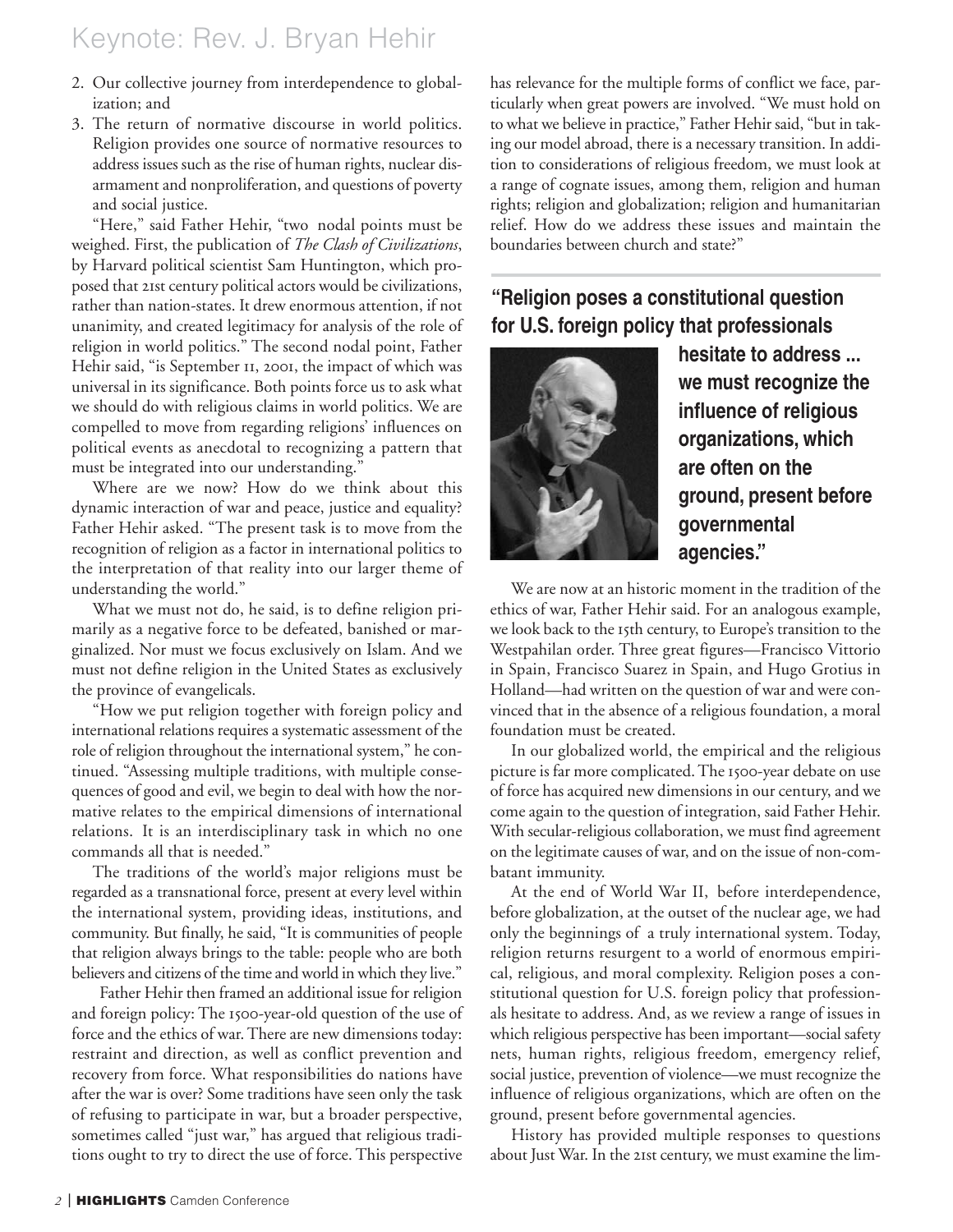2. Our collective journey from interdependence to globalization; and
3. The return of normative discourse in world politics. Religion provides one source of normative resources to address issues such as the rise of human rights, nuclear disarmament and nonproliferation, and questions of poverty and social justice.

"Here," said Father Hehir, "two nodal points must be weighed. First, the publication of *The Clash of Civilizations*, by Harvard political scientist Sam Huntington, which proposed that 21st century political actors would be civilizations, rather than nation-states. It drew enormous attention, if not unanimity, and created legitimacy for analysis of the role of religion in world politics." The second nodal point, Father Hehir said, "is September 11, 2001, the impact of which was universal in its significance. Both points force us to ask what we should do with religious claims in world politics. We are compelled to move from regarding religions' influences on political events as anecdotal to recognizing a pattern that must be integrated into our understanding."

Where are we now? How do we think about this dynamic interaction of war and peace, justice and equality? Father Hehir asked. "The present task is to move from the recognition of religion as a factor in international politics to the interpretation of that reality into our larger theme of understanding the world."

What we must not do, he said, is to define religion primarily as a negative force to be defeated, banished or marginalized. Nor must we focus exclusively on Islam. And we must not define religion in the United States as exclusively the province of evangelicals.

"How we put religion together with foreign policy and international relations requires a systematic assessment of the role of religion throughout the international system," he continued. "Assessing multiple traditions, with multiple consequences of good and evil, we begin to deal with how the normative relates to the empirical dimensions of international relations. It is an interdisciplinary task in which no one commands all that is needed."

The traditions of the world's major religions must be regarded as a transnational force, present at every level within the international system, providing ideas, institutions, and community. But finally, he said, "It is communities of people that religion always brings to the table: people who are both believers and citizens of the time and world in which they live."

Father Hehir then framed an additional issue for religion and foreign policy: The 1500-year-old question of the use of force and the ethics of war. There are new dimensions today: restraint and direction, as well as conflict prevention and recovery from force. What responsibilities do nations have after the war is over? Some traditions have seen only the task of refusing to participate in war, but a broader perspective, sometimes called "just war," has argued that religious traditions ought to try to direct the use of force. This perspective has relevance for the multiple forms of conflict we face, particularly when great powers are involved. "We must hold on to what we believe in practice," Father Hehir said, "but in taking our model abroad, there is a necessary transition. In addition to considerations of religious freedom, we must look at a range of cognate issues, among them, religion and human rights; religion and globalization; religion and humanitarian relief. How do we address these issues and maintain the boundaries between church and state?"

**"Religion poses a constitutional question for U.S. foreign policy that professionals hesitate to address ... we must recognize the influence of religious organizations, which are often on the ground, present before governmental agencies."**

We are now at an historic moment in the tradition of the ethics of war, Father Hehir said. For an analogous example, we look back to the 15th century, to Europe's transition to the Westpahilan order. Three great figures—Francisco Vittorio in Spain, Francisco Suarez in Spain, and Hugo Grotius in Holland—had written on the question of war and were convinced that in the absence of a religious foundation, a moral foundation must be created.

In our globalized world, the empirical and the religious picture is far more complicated. The 1500-year debate on use of force has acquired new dimensions in our century, and we come again to the question of integration, said Father Hehir. With secular-religious collaboration, we must find agreement on the legitimate causes of war, and on the issue of non-combatant immunity.

At the end of World War II, before interdependence, before globalization, at the outset of the nuclear age, we had only the beginnings of a truly international system. Today, religion returns resurgent to a world of enormous empirical, religious, and moral complexity. Religion poses a constitutional question for U.S. foreign policy that professionals hesitate to address. And, as we review a range of issues in which religious perspective has been important—social safety nets, human rights, religious freedom, emergency relief, social justice, prevention of violence—we must recognize the influence of religious organizations, which are often on the ground, present before governmental agencies.

History has provided multiple responses to questions about Just War. In the 21st century, we must examine the lim-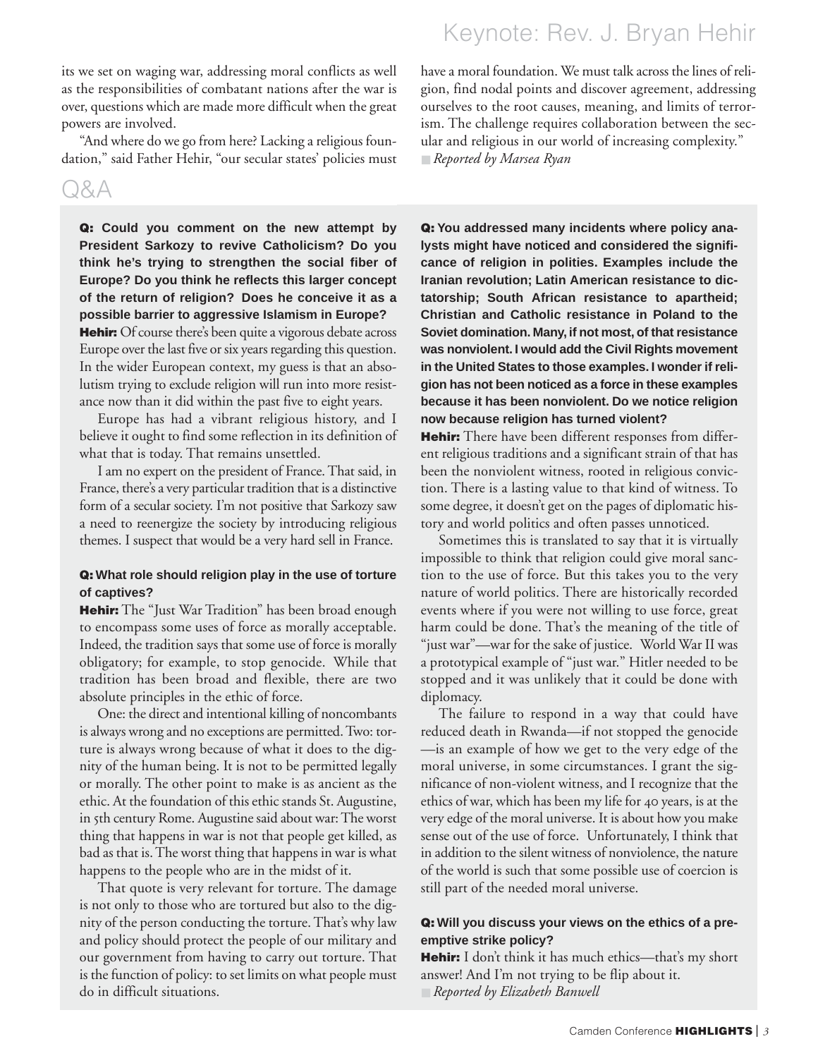its we set on waging war, addressing moral conflicts as well as the responsibilities of combatant nations after the war is over, questions which are made more difficult when the great powers are involved.

"And where do we go from here? Lacking a religious foundation," said Father Hehir, "our secular states' policies must have a moral foundation. We must talk across the lines of religion, find nodal points and discover agreement, addressing ourselves to the root causes, meaning, and limits of terrorism. The challenge requires collaboration between the secular and religious in our world of increasing complexity."

*Reported by Marsea Ryan*

## Q&A

**Q: Could you comment on the new attempt by President Sarkozy to revive Catholicism? Do you think he's trying to strengthen the social fiber of Europe? Do you think he reflects this larger concept of the return of religion? Does he conceive it as a possible barrier to aggressive Islamism in Europe?**

**Hehir:** Of course there's been quite a vigorous debate across Europe over the last five or six years regarding this question. In the wider European context, my guess is that an absolutism trying to exclude religion will run into more resistance now than it did within the past five to eight years.

Europe has had a vibrant religious history, and I believe it ought to find some reflection in its definition of what that is today. That remains unsettled.

I am no expert on the president of France. That said, in France, there's a very particular tradition that is a distinctive form of a secular society. I'm not positive that Sarkozy saw a need to reenergize the society by introducing religious themes. I suspect that would be a very hard sell in France.

**Q: What role should religion play in the use of torture of captives?**

**Hehir:** The "Just War Tradition" has been broad enough to encompass some uses of force as morally acceptable. Indeed, the tradition says that some use of force is morally obligatory; for example, to stop genocide. While that tradition has been broad and flexible, there are two absolute principles in the ethic of force.

One: the direct and intentional killing of noncombatants is always wrong and no exceptions are permitted. Two: torture is always wrong because of what it does to the dignity of the human being. It is not to be permitted legally or morally. The other point to make is as ancient as the ethic. At the foundation of this ethic stands St. Augustine, in 5th century Rome. Augustine said about war: The worst thing that happens in war is not that people get killed, as bad as that is. The worst thing that happens in war is what happens to the people who are in the midst of it.

That quote is very relevant for torture. The damage is not only to those who are tortured but also to the dignity of the person conducting the torture. That's why law and policy should protect the people of our military and our government from having to carry out torture. That is the function of policy: to set limits on what people must do in difficult situations.

**Q: You addressed many incidents where policy analysts might have noticed and considered the significance of religion in polities. Examples include the Iranian revolution; Latin American resistance to dictatorship; South African resistance to apartheid; Christian and Catholic resistance in Poland to the Soviet domination. Many, if not most, of that resistance was nonviolent. I would add the Civil Rights movement in the United States to those examples. I wonder if religion has not been noticed as a force in these examples because it has been nonviolent. Do we notice religion now because religion has turned violent?**

**Hehir:** There have been different responses from different religious traditions and a significant strain of that has been the nonviolent witness, rooted in religious conviction. There is a lasting value to that kind of witness. To some degree, it doesn't get on the pages of diplomatic history and world politics and often passes unnoticed.

Sometimes this is translated to say that it is virtually impossible to think that religion could give moral sanction to the use of force. But this takes you to the very nature of world politics. There are historically recorded events where if you were not willing to use force, great harm could be done. That's the meaning of the title of "just war"—war for the sake of justice. World War II was a prototypical example of "just war." Hitler needed to be stopped and it was unlikely that it could be done with diplomacy.

The failure to respond in a way that could have reduced death in Rwanda—if not stopped the genocide—is an example of how we get to the very edge of the moral universe, in some circumstances. I grant the significance of non-violent witness, and I recognize that the ethics of war, which has been my life for 40 years, is at the very edge of the moral universe. It is about how you make sense out of the use of force. Unfortunately, I think that in addition to the silent witness of nonviolence, the nature of the world is such that some possible use of coercion is still part of the needed moral universe.

**Q: Will you discuss your views on the ethics of a preemptive strike policy?**

**Hehir:** I don't think it has much ethics—that's my short answer! And I'm not trying to be flip about it.

*Reported by Elizabeth Banwell*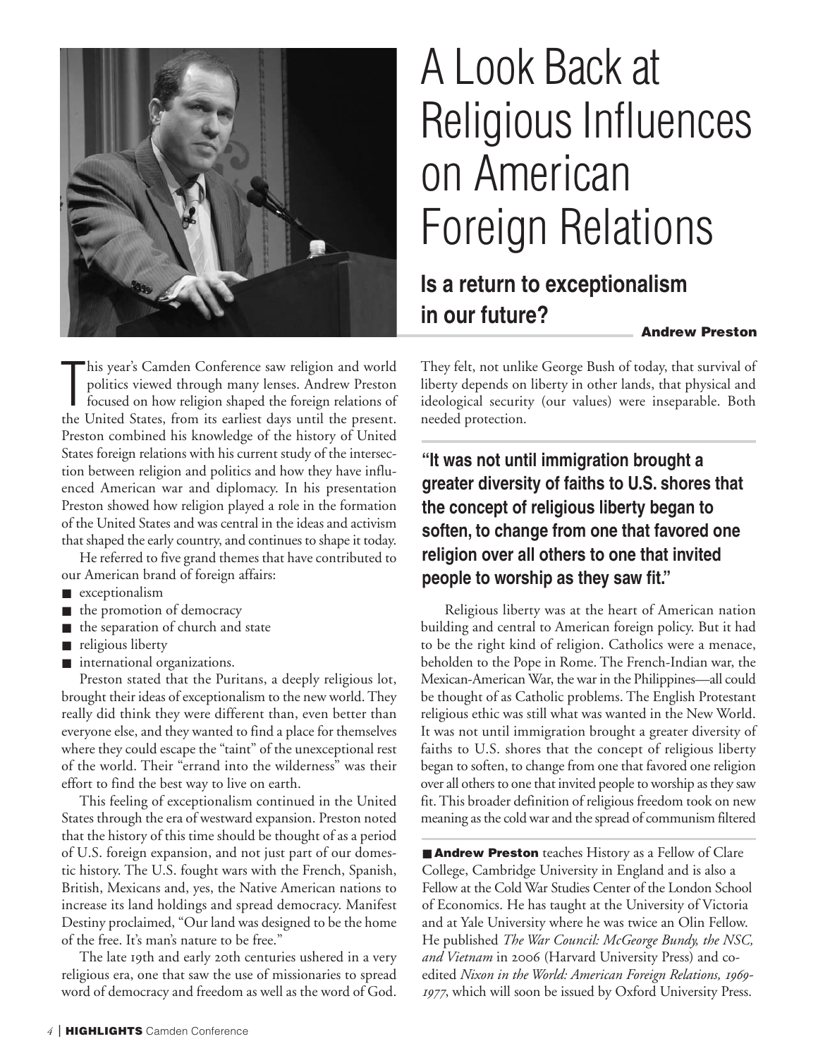# A Look Back at Religious Influences on American Foreign Relations

## Is a return to exceptionalism in our future?

**Andrew Preston**

This year's Camden Conference saw religion and world politics viewed through many lenses. Andrew Preston focused on how religion shaped the foreign relations of the United States, from its earliest days until the present. Preston combined his knowledge of the history of United States foreign relations with his current study of the intersection between religion and politics and how they have influenced American war and diplomacy. In his presentation Preston showed how religion played a role in the formation of the United States and was central in the ideas and activism that shaped the early country, and continues to shape it today.

He referred to five grand themes that have contributed to our American brand of foreign affairs:

- exceptionalism
- the promotion of democracy
- the separation of church and state
- religious liberty
- international organizations.

Preston stated that the Puritans, a deeply religious lot, brought their ideas of exceptionalism to the new world. They really did think they were different than, even better than everyone else, and they wanted to find a place for themselves where they could escape the "taint" of the unexceptional rest of the world. Their "errand into the wilderness" was their effort to find the best way to live on earth.

This feeling of exceptionalism continued in the United States through the era of westward expansion. Preston noted that the history of this time should be thought of as a period of U.S. foreign expansion, and not just part of our domestic history. The U.S. fought wars with the French, Spanish, British, Mexicans and, yes, the Native American nations to increase its land holdings and spread democracy. Manifest Destiny proclaimed, "Our land was designed to be the home of the free. It's man's nature to be free."

The late 19th and early 20th centuries ushered in a very religious era, one that saw the use of missionaries to spread word of democracy and freedom as well as the word of God. They felt, not unlike George Bush of today, that survival of liberty depends on liberty in other lands, that physical and ideological security (our values) were inseparable. Both needed protection.

> **"It was not until immigration brought a greater diversity of faiths to U.S. shores that the concept of religious liberty began to soften, to change from one that favored one religion over all others to one that invited people to worship as they saw fit."**

Religious liberty was at the heart of American nation building and central to American foreign policy. But it had to be the right kind of religion. Catholics were a menace, beholden to the Pope in Rome. The French-Indian war, the Mexican-American War, the war in the Philippines—all could be thought of as Catholic problems. The English Protestant religious ethic was still what was wanted in the New World. It was not until immigration brought a greater diversity of faiths to U.S. shores that the concept of religious liberty began to soften, to change from one that favored one religion over all others to one that invited people to worship as they saw fit. This broader definition of religious freedom took on new meaning as the cold war and the spread of communism filtered

**Andrew Preston** teaches History as a Fellow of Clare College, Cambridge University in England and is also a Fellow at the Cold War Studies Center of the London School of Economics. He has taught at the University of Victoria and at Yale University where he was twice an Olin Fellow. He published *The War Council: McGeorge Bundy, the NSC, and Vietnam* in 2006 (Harvard University Press) and co-edited *Nixon in the World: American Foreign Relations, 1969-1977*, which will soon be issued by Oxford University Press.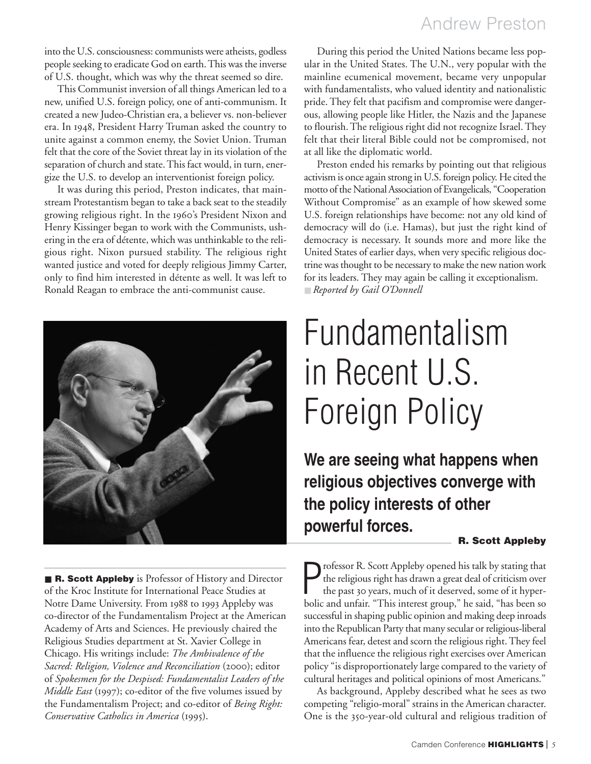into the U.S. consciousness: communists were atheists, godless people seeking to eradicate God on earth. This was the inverse of U.S. thought, which was why the threat seemed so dire.

This Communist inversion of all things American led to a new, unified U.S. foreign policy, one of anti-communism. It created a new Judeo-Christian era, a believer vs. non-believer era. In 1948, President Harry Truman asked the country to unite against a common enemy, the Soviet Union. Truman felt that the core of the Soviet threat lay in its violation of the separation of church and state. This fact would, in turn, energize the U.S. to develop an interventionist foreign policy.

It was during this period, Preston indicates, that mainstream Protestantism began to take a back seat to the steadily growing religious right. In the 1960's President Nixon and Henry Kissinger began to work with the Communists, ushering in the era of détente, which was unthinkable to the religious right. Nixon pursued stability. The religious right wanted justice and voted for deeply religious Jimmy Carter, only to find him interested in détente as well. It was left to Ronald Reagan to embrace the anti-communist cause.

During this period the United Nations became less popular in the United States. The U.N., very popular with the mainline ecumenical movement, became very unpopular with fundamentalists, who valued identity and nationalistic pride. They felt that pacifism and compromise were dangerous, allowing people like Hitler, the Nazis and the Japanese to flourish. The religious right did not recognize Israel. They felt that their literal Bible could not be compromised, not at all like the diplomatic world.

Preston ended his remarks by pointing out that religious activism is once again strong in U.S. foreign policy. He cited the motto of the National Association of Evangelicals, "Cooperation Without Compromise" as an example of how skewed some U.S. foreign relationships have become: not any old kind of democracy will do (i.e. Hamas), but just the right kind of democracy is necessary. It sounds more and more like the United States of earlier days, when very specific religious doctrine was thought to be necessary to make the new nation work for its leaders. They may again be calling it exceptionalism.

*Reported by Gail O'Donnell*

# Fundamentalism in Recent U.S. Foreign Policy

**We are seeing what happens when religious objectives converge with the policy interests of other powerful forces.**

**R. Scott Appleby**

**R. Scott Appleby** is Professor of History and Director of the Kroc Institute for International Peace Studies at Notre Dame University. From 1988 to 1993 Appleby was co-director of the Fundamentalism Project at the American Academy of Arts and Sciences. He previously chaired the Religious Studies department at St. Xavier College in Chicago. His writings include: *The Ambivalence of the Sacred: Religion, Violence and Reconciliation* (2000); editor of *Spokesmen for the Despised: Fundamentalist Leaders of the Middle East* (1997); co-editor of the five volumes issued by the Fundamentalism Project; and co-editor of *Being Right: Conservative Catholics in America* (1995).

Professor R. Scott Appleby opened his talk by stating that the religious right has drawn a great deal of criticism over the past 30 years, much of it deserved, some of it hyperbolic and unfair. "This interest group," he said, "has been so successful in shaping public opinion and making deep inroads into the Republican Party that many secular or religious-liberal Americans fear, detest and scorn the religious right. They feel that the influence the religious right exercises over American policy "is disproportionately large compared to the variety of cultural heritages and political opinions of most Americans."

As background, Appleby described what he sees as two competing "religio-moral" strains in the American character. One is the 350-year-old cultural and religious tradition of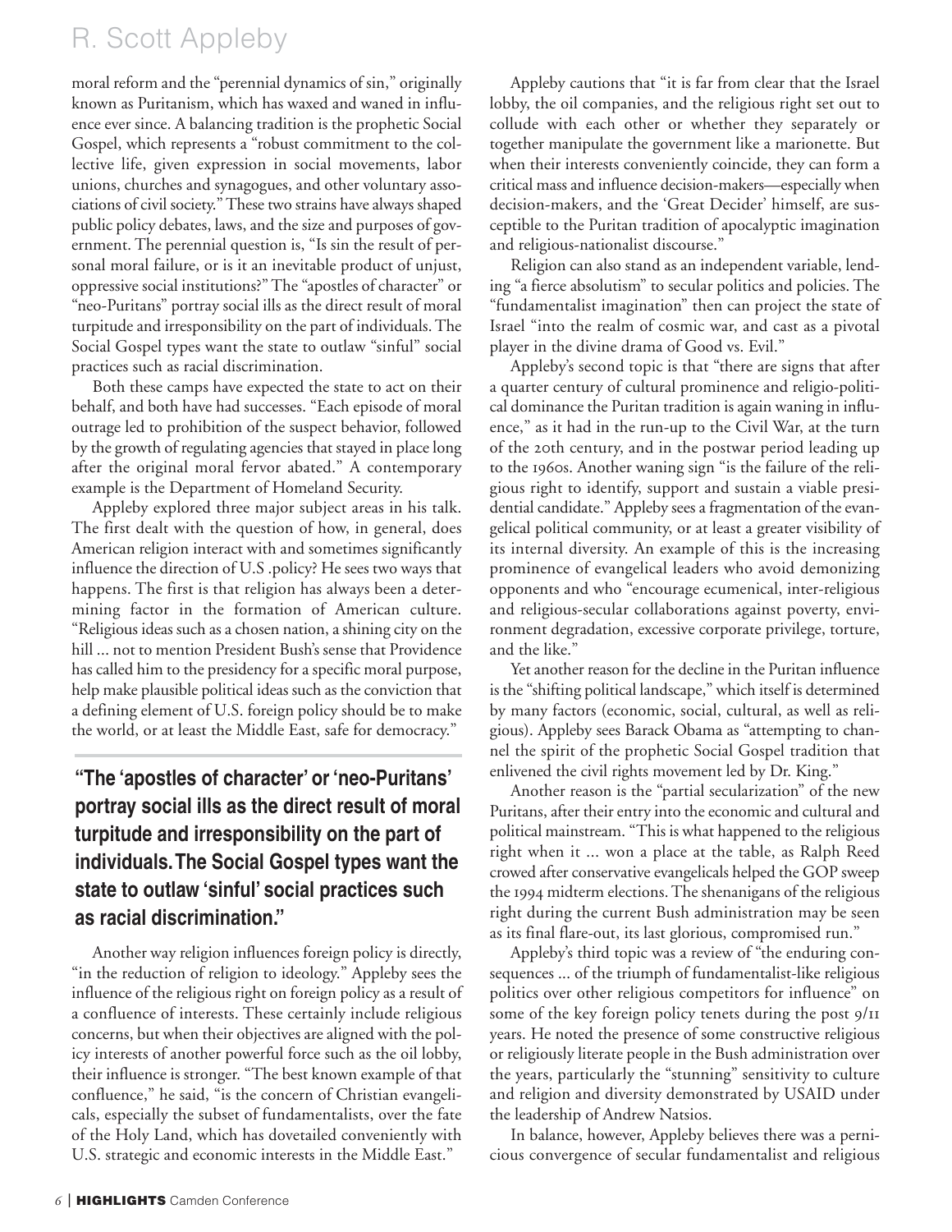moral reform and the "perennial dynamics of sin," originally known as Puritanism, which has waxed and waned in influence ever since. A balancing tradition is the prophetic Social Gospel, which represents a "robust commitment to the collective life, given expression in social movements, labor unions, churches and synagogues, and other voluntary associations of civil society." These two strains have always shaped public policy debates, laws, and the size and purposes of government. The perennial question is, "Is sin the result of personal moral failure, or is it an inevitable product of unjust, oppressive social institutions?" The "apostles of character" or "neo-Puritans" portray social ills as the direct result of moral turpitude and irresponsibility on the part of individuals. The Social Gospel types want the state to outlaw "sinful" social practices such as racial discrimination.

Both these camps have expected the state to act on their behalf, and both have had successes. "Each episode of moral outrage led to prohibition of the suspect behavior, followed by the growth of regulating agencies that stayed in place long after the original moral fervor abated." A contemporary example is the Department of Homeland Security.

Appleby explored three major subject areas in his talk. The first dealt with the question of how, in general, does American religion interact with and sometimes significantly influence the direction of U.S .policy? He sees two ways that happens. The first is that religion has always been a determining factor in the formation of American culture. "Religious ideas such as a chosen nation, a shining city on the hill ... not to mention President Bush's sense that Providence has called him to the presidency for a specific moral purpose, help make plausible political ideas such as the conviction that a defining element of U.S. foreign policy should be to make the world, or at least the Middle East, safe for democracy."

**"The 'apostles of character' or 'neo-Puritans' portray social ills as the direct result of moral turpitude and irresponsibility on the part of individuals. The Social Gospel types want the state to outlaw 'sinful' social practices such as racial discrimination."**

Another way religion influences foreign policy is directly, "in the reduction of religion to ideology." Appleby sees the influence of the religious right on foreign policy as a result of a confluence of interests. These certainly include religious concerns, but when their objectives are aligned with the policy interests of another powerful force such as the oil lobby, their influence is stronger. "The best known example of that confluence," he said, "is the concern of Christian evangelicals, especially the subset of fundamentalists, over the fate of the Holy Land, which has dovetailed conveniently with U.S. strategic and economic interests in the Middle East."

Appleby cautions that "it is far from clear that the Israel lobby, the oil companies, and the religious right set out to collude with each other or whether they separately or together manipulate the government like a marionette. But when their interests conveniently coincide, they can form a critical mass and influence decision-makers—especially when decision-makers, and the 'Great Decider' himself, are susceptible to the Puritan tradition of apocalyptic imagination and religious-nationalist discourse."

Religion can also stand as an independent variable, lending "a fierce absolutism" to secular politics and policies. The "fundamentalist imagination" then can project the state of Israel "into the realm of cosmic war, and cast as a pivotal player in the divine drama of Good vs. Evil."

Appleby's second topic is that "there are signs that after a quarter century of cultural prominence and religio-political dominance the Puritan tradition is again waning in influence," as it had in the run-up to the Civil War, at the turn of the 20th century, and in the postwar period leading up to the 1960s. Another waning sign "is the failure of the religious right to identify, support and sustain a viable presidential candidate." Appleby sees a fragmentation of the evangelical political community, or at least a greater visibility of its internal diversity. An example of this is the increasing prominence of evangelical leaders who avoid demonizing opponents and who "encourage ecumenical, inter-religious and religious-secular collaborations against poverty, environment degradation, excessive corporate privilege, torture, and the like."

Yet another reason for the decline in the Puritan influence is the "shifting political landscape," which itself is determined by many factors (economic, social, cultural, as well as religious). Appleby sees Barack Obama as "attempting to channel the spirit of the prophetic Social Gospel tradition that enlivened the civil rights movement led by Dr. King."

Another reason is the "partial secularization" of the new Puritans, after their entry into the economic and cultural and political mainstream. "This is what happened to the religious right when it ... won a place at the table, as Ralph Reed crowed after conservative evangelicals helped the GOP sweep the 1994 midterm elections. The shenanigans of the religious right during the current Bush administration may be seen as its final flare-out, its last glorious, compromised run."

Appleby's third topic was a review of "the enduring consequences ... of the triumph of fundamentalist-like religious politics over other religious competitors for influence" on some of the key foreign policy tenets during the post 9/11 years. He noted the presence of some constructive religious or religiously literate people in the Bush administration over the years, particularly the "stunning" sensitivity to culture and religion and diversity demonstrated by USAID under the leadership of Andrew Natsios.

In balance, however, Appleby believes there was a pernicious convergence of secular fundamentalist and religious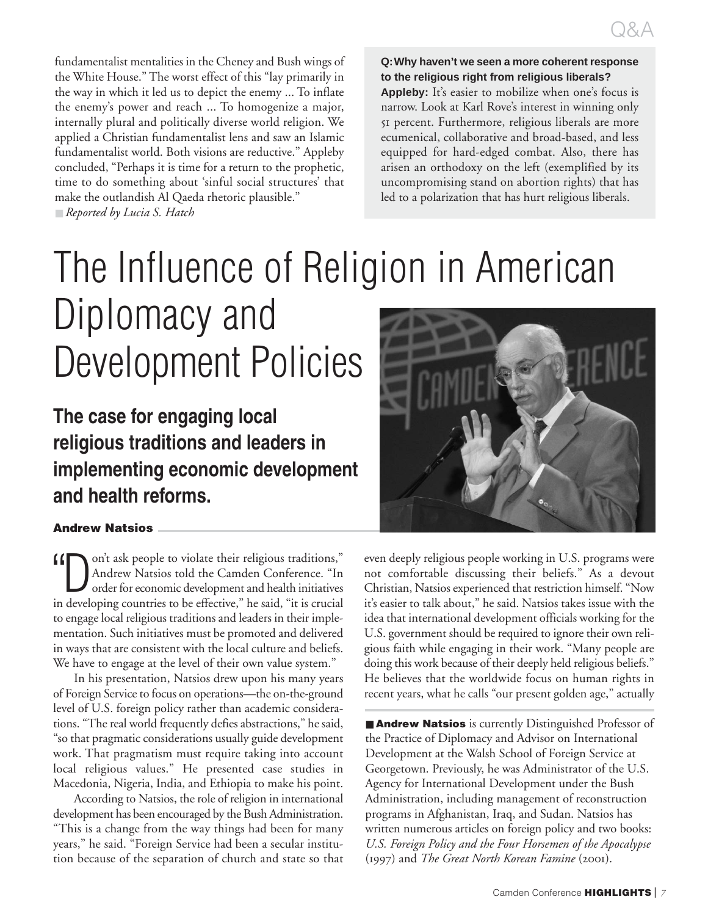fundamentalist mentalities in the Cheney and Bush wings of the White House." The worst effect of this "lay primarily in the way in which it led us to depict the enemy ... To inflate the enemy's power and reach ... To homogenize a major, internally plural and politically diverse world religion. We applied a Christian fundamentalist lens and saw an Islamic fundamentalist world. Both visions are reductive." Appleby concluded, "Perhaps it is time for a return to the prophetic, time to do something about 'sinful social structures' that make the outlandish Al Qaeda rhetoric plausible."

*Reported by Lucia S. Hatch*

**Q: Why haven't we seen a more coherent response to the religious right from religious liberals?**

**Appleby:** It's easier to mobilize when one's focus is narrow. Look at Karl Rove's interest in winning only 51 percent. Furthermore, religious liberals are more ecumenical, collaborative and broad-based, and less equipped for hard-edged combat. Also, there has arisen an orthodoxy on the left (exemplified by its uncompromising stand on abortion rights) that has led to a polarization that has hurt religious liberals.

# The Influence of Religion in American Diplomacy and Development Policies

## The case for engaging local religious traditions and leaders in implementing economic development and health reforms.

**Andrew Natsios**

"Don't ask people to violate their religious traditions," Andrew Natsios told the Camden Conference. "In order for economic development and health initiatives in developing countries to be effective," he said, "it is crucial to engage local religious traditions and leaders in their implementation. Such initiatives must be promoted and delivered in ways that are consistent with the local culture and beliefs. We have to engage at the level of their own value system."

In his presentation, Natsios drew upon his many years of Foreign Service to focus on operations—the on-the-ground level of U.S. foreign policy rather than academic considerations. "The real world frequently defies abstractions," he said, "so that pragmatic considerations usually guide development work. That pragmatism must require taking into account local religious values." He presented case studies in Macedonia, Nigeria, India, and Ethiopia to make his point.

According to Natsios, the role of religion in international development has been encouraged by the Bush Administration. "This is a change from the way things had been for many years," he said. "Foreign Service had been a secular institution because of the separation of church and state so that even deeply religious people working in U.S. programs were not comfortable discussing their beliefs." As a devout Christian, Natsios experienced that restriction himself. "Now it's easier to talk about," he said. Natsios takes issue with the idea that international development officials working for the U.S. government should be required to ignore their own religious faith while engaging in their work. "Many people are doing this work because of their deeply held religious beliefs." He believes that the worldwide focus on human rights in recent years, what he calls "our present golden age," actually

**Andrew Natsios** is currently Distinguished Professor of the Practice of Diplomacy and Advisor on International Development at the Walsh School of Foreign Service at Georgetown. Previously, he was Administrator of the U.S. Agency for International Development under the Bush Administration, including management of reconstruction programs in Afghanistan, Iraq, and Sudan. Natsios has written numerous articles on foreign policy and two books: *U.S. Foreign Policy and the Four Horsemen of the Apocalypse* (1997) and *The Great North Korean Famine* (2001).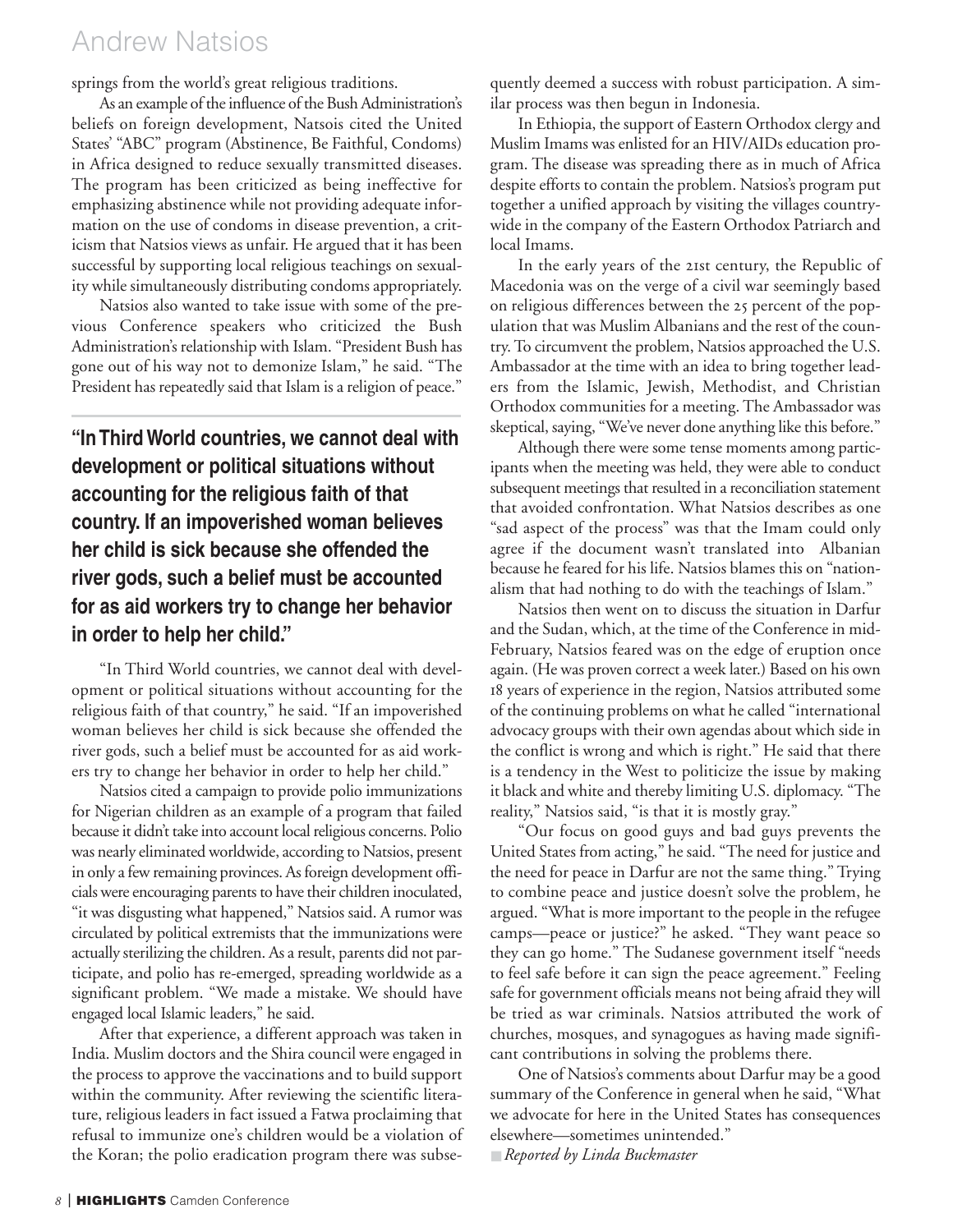springs from the world's great religious traditions.

As an example of the influence of the Bush Administration's beliefs on foreign development, Natsois cited the United States' "ABC" program (Abstinence, Be Faithful, Condoms) in Africa designed to reduce sexually transmitted diseases. The program has been criticized as being ineffective for emphasizing abstinence while not providing adequate information on the use of condoms in disease prevention, a criticism that Natsios views as unfair. He argued that it has been successful by supporting local religious teachings on sexuality while simultaneously distributing condoms appropriately.

Natsios also wanted to take issue with some of the previous Conference speakers who criticized the Bush Administration's relationship with Islam. "President Bush has gone out of his way not to demonize Islam," he said. "The President has repeatedly said that Islam is a religion of peace."

**"In Third World countries, we cannot deal with development or political situations without accounting for the religious faith of that country. If an impoverished woman believes her child is sick because she offended the river gods, such a belief must be accounted for as aid workers try to change her behavior in order to help her child."**

"In Third World countries, we cannot deal with development or political situations without accounting for the religious faith of that country," he said. "If an impoverished woman believes her child is sick because she offended the river gods, such a belief must be accounted for as aid workers try to change her behavior in order to help her child."

Natsios cited a campaign to provide polio immunizations for Nigerian children as an example of a program that failed because it didn't take into account local religious concerns. Polio was nearly eliminated worldwide, according to Natsios, present in only a few remaining provinces. As foreign development officials were encouraging parents to have their children inoculated, "it was disgusting what happened," Natsios said. A rumor was circulated by political extremists that the immunizations were actually sterilizing the children. As a result, parents did not participate, and polio has re-emerged, spreading worldwide as a significant problem. "We made a mistake. We should have engaged local Islamic leaders," he said.

After that experience, a different approach was taken in India. Muslim doctors and the Shira council were engaged in the process to approve the vaccinations and to build support within the community. After reviewing the scientific literature, religious leaders in fact issued a Fatwa proclaiming that refusal to immunize one's children would be a violation of the Koran; the polio eradication program there was subsequently deemed a success with robust participation. A similar process was then begun in Indonesia.

In Ethiopia, the support of Eastern Orthodox clergy and Muslim Imams was enlisted for an HIV/AIDs education program. The disease was spreading there as in much of Africa despite efforts to contain the problem. Natsios's program put together a unified approach by visiting the villages countrywide in the company of the Eastern Orthodox Patriarch and local Imams.

In the early years of the 21st century, the Republic of Macedonia was on the verge of a civil war seemingly based on religious differences between the 25 percent of the population that was Muslim Albanians and the rest of the country. To circumvent the problem, Natsios approached the U.S. Ambassador at the time with an idea to bring together leaders from the Islamic, Jewish, Methodist, and Christian Orthodox communities for a meeting. The Ambassador was skeptical, saying, "We've never done anything like this before."

Although there were some tense moments among participants when the meeting was held, they were able to conduct subsequent meetings that resulted in a reconciliation statement that avoided confrontation. What Natsios describes as one "sad aspect of the process" was that the Imam could only agree if the document wasn't translated into Albanian because he feared for his life. Natsios blames this on "nationalism that had nothing to do with the teachings of Islam."

Natsios then went on to discuss the situation in Darfur and the Sudan, which, at the time of the Conference in mid-February, Natsios feared was on the edge of eruption once again. (He was proven correct a week later.) Based on his own 18 years of experience in the region, Natsios attributed some of the continuing problems on what he called "international advocacy groups with their own agendas about which side in the conflict is wrong and which is right." He said that there is a tendency in the West to politicize the issue by making it black and white and thereby limiting U.S. diplomacy. "The reality," Natsios said, "is that it is mostly gray."

"Our focus on good guys and bad guys prevents the United States from acting," he said. "The need for justice and the need for peace in Darfur are not the same thing." Trying to combine peace and justice doesn't solve the problem, he argued. "What is more important to the people in the refugee camps—peace or justice?" he asked. "They want peace so they can go home." The Sudanese government itself "needs to feel safe before it can sign the peace agreement." Feeling safe for government officials means not being afraid they will be tried as war criminals. Natsios attributed the work of churches, mosques, and synagogues as having made significant contributions in solving the problems there.

One of Natsios's comments about Darfur may be a good summary of the Conference in general when he said, "What we advocate for here in the United States has consequences elsewhere—sometimes unintended."

*Reported by Linda Buckmaster*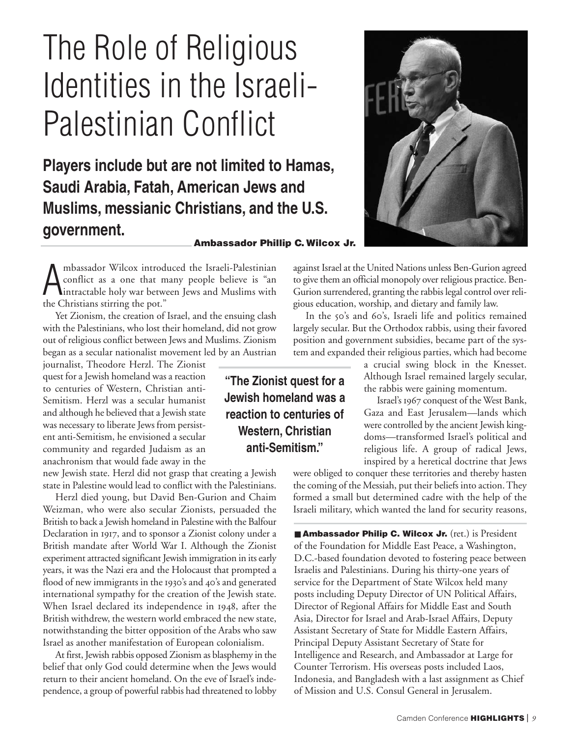# The Role of Religious Identities in the Israeli-Palestinian Conflict

## Players include but are not limited to Hamas, Saudi Arabia, Fatah, American Jews and Muslims, messianic Christians, and the U.S. government.

**Ambassador Phillip C. Wilcox Jr.**

Ambassador Wilcox introduced the Israeli-Palestinian conflict as a one that many people believe is "an intractable holy war between Jews and Muslims with the Christians stirring the pot."

Yet Zionism, the creation of Israel, and the ensuing clash with the Palestinians, who lost their homeland, did not grow out of religious conflict between Jews and Muslims. Zionism began as a secular nationalist movement led by an Austrian journalist, Theodore Herzl. The Zionist quest for a Jewish homeland was a reaction to centuries of Western, Christian anti-Semitism. Herzl was a secular humanist and although he believed that a Jewish state was necessary to liberate Jews from persistent anti-Semitism, he envisioned a secular community and regarded Judaism as an anachronism that would fade away in the new Jewish state. Herzl did not grasp that creating a Jewish state in Palestine would lead to conflict with the Palestinians.

> **"The Zionist quest for a Jewish homeland was a reaction to centuries of Western, Christian anti-Semitism."**

Herzl died young, but David Ben-Gurion and Chaim Weizman, who were also secular Zionists, persuaded the British to back a Jewish homeland in Palestine with the Balfour Declaration in 1917, and to sponsor a Zionist colony under a British mandate after World War I. Although the Zionist experiment attracted significant Jewish immigration in its early years, it was the Nazi era and the Holocaust that prompted a flood of new immigrants in the 1930's and 40's and generated international sympathy for the creation of the Jewish state. When Israel declared its independence in 1948, after the British withdrew, the western world embraced the new state, notwithstanding the bitter opposition of the Arabs who saw Israel as another manifestation of European colonialism.

At first, Jewish rabbis opposed Zionism as blasphemy in the belief that only God could determine when the Jews would return to their ancient homeland. On the eve of Israel's independence, a group of powerful rabbis had threatened to lobby against Israel at the United Nations unless Ben-Gurion agreed to give them an official monopoly over religious practice. Ben-Gurion surrendered, granting the rabbis legal control over religious education, worship, and dietary and family law.

In the 50's and 60's, Israeli life and politics remained largely secular. But the Orthodox rabbis, using their favored position and government subsidies, became part of the system and expanded their religious parties, which had become a crucial swing block in the Knesset. Although Israel remained largely secular, the rabbis were gaining momentum.

Israel's 1967 conquest of the West Bank, Gaza and East Jerusalem—lands which were controlled by the ancient Jewish kingdoms—transformed Israel's political and religious life. A group of radical Jews, inspired by a heretical doctrine that Jews were obliged to conquer these territories and thereby hasten the coming of the Messiah, put their beliefs into action. They formed a small but determined cadre with the help of the Israeli military, which wanted the land for security reasons,

**Ambassador Philip C. Wilcox Jr.** (ret.) is President of the Foundation for Middle East Peace, a Washington, D.C.-based foundation devoted to fostering peace between Israelis and Palestinians. During his thirty-one years of service for the Department of State Wilcox held many posts including Deputy Director of UN Political Affairs, Director of Regional Affairs for Middle East and South Asia, Director for Israel and Arab-Israel Affairs, Deputy Assistant Secretary of State for Middle Eastern Affairs, Principal Deputy Assistant Secretary of State for Intelligence and Research, and Ambassador at Large for Counter Terrorism. His overseas posts included Laos, Indonesia, and Bangladesh with a last assignment as Chief of Mission and U.S. Consul General in Jerusalem.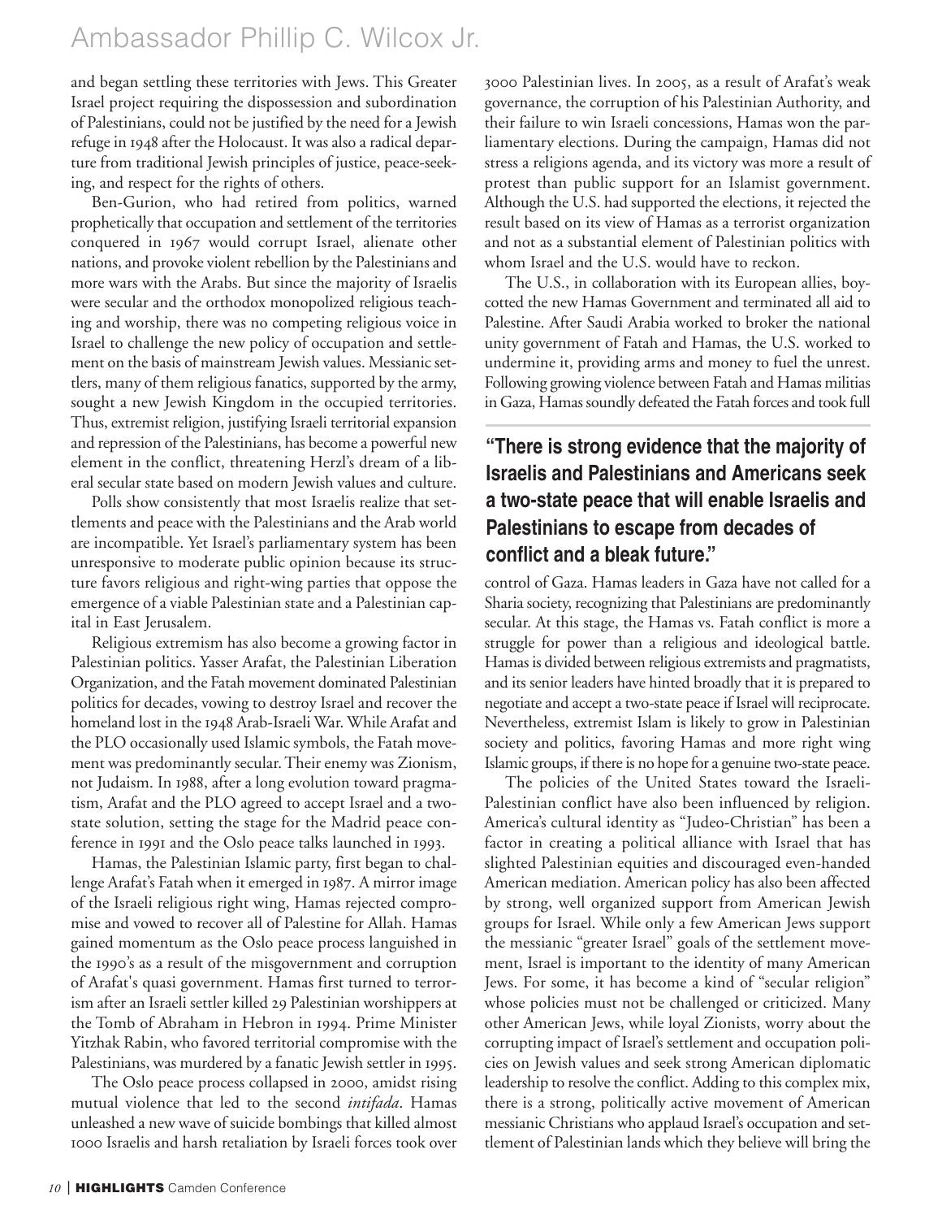and began settling these territories with Jews. This Greater Israel project requiring the dispossession and subordination of Palestinians, could not be justified by the need for a Jewish refuge in 1948 after the Holocaust. It was also a radical departure from traditional Jewish principles of justice, peace-seeking, and respect for the rights of others.

Ben-Gurion, who had retired from politics, warned prophetically that occupation and settlement of the territories conquered in 1967 would corrupt Israel, alienate other nations, and provoke violent rebellion by the Palestinians and more wars with the Arabs. But since the majority of Israelis were secular and the orthodox monopolized religious teaching and worship, there was no competing religious voice in Israel to challenge the new policy of occupation and settlement on the basis of mainstream Jewish values. Messianic settlers, many of them religious fanatics, supported by the army, sought a new Jewish Kingdom in the occupied territories. Thus, extremist religion, justifying Israeli territorial expansion and repression of the Palestinians, has become a powerful new element in the conflict, threatening Herzl's dream of a liberal secular state based on modern Jewish values and culture.

Polls show consistently that most Israelis realize that settlements and peace with the Palestinians and the Arab world are incompatible. Yet Israel's parliamentary system has been unresponsive to moderate public opinion because its structure favors religious and right-wing parties that oppose the emergence of a viable Palestinian state and a Palestinian capital in East Jerusalem.

Religious extremism has also become a growing factor in Palestinian politics. Yasser Arafat, the Palestinian Liberation Organization, and the Fatah movement dominated Palestinian politics for decades, vowing to destroy Israel and recover the homeland lost in the 1948 Arab-Israeli War. While Arafat and the PLO occasionally used Islamic symbols, the Fatah movement was predominantly secular. Their enemy was Zionism, not Judaism. In 1988, after a long evolution toward pragmatism, Arafat and the PLO agreed to accept Israel and a two-state solution, setting the stage for the Madrid peace conference in 1991 and the Oslo peace talks launched in 1993.

Hamas, the Palestinian Islamic party, first began to challenge Arafat's Fatah when it emerged in 1987. A mirror image of the Israeli religious right wing, Hamas rejected compromise and vowed to recover all of Palestine for Allah. Hamas gained momentum as the Oslo peace process languished in the 1990's as a result of the misgovernment and corruption of Arafat's quasi government. Hamas first turned to terrorism after an Israeli settler killed 29 Palestinian worshippers at the Tomb of Abraham in Hebron in 1994. Prime Minister Yitzhak Rabin, who favored territorial compromise with the Palestinians, was murdered by a fanatic Jewish settler in 1995.

The Oslo peace process collapsed in 2000, amidst rising mutual violence that led to the second *intifada*. Hamas unleashed a new wave of suicide bombings that killed almost 1000 Israelis and harsh retaliation by Israeli forces took over 3000 Palestinian lives. In 2005, as a result of Arafat's weak governance, the corruption of his Palestinian Authority, and their failure to win Israeli concessions, Hamas won the parliamentary elections. During the campaign, Hamas did not stress a religions agenda, and its victory was more a result of protest than public support for an Islamist government. Although the U.S. had supported the elections, it rejected the result based on its view of Hamas as a terrorist organization and not as a substantial element of Palestinian politics with whom Israel and the U.S. would have to reckon.

The U.S., in collaboration with its European allies, boycotted the new Hamas Government and terminated all aid to Palestine. After Saudi Arabia worked to broker the national unity government of Fatah and Hamas, the U.S. worked to undermine it, providing arms and money to fuel the unrest. Following growing violence between Fatah and Hamas militias in Gaza, Hamas soundly defeated the Fatah forces and took full control of Gaza. Hamas leaders in Gaza have not called for a Sharia society, recognizing that Palestinians are predominantly secular. At this stage, the Hamas vs. Fatah conflict is more a struggle for power than a religious and ideological battle. Hamas is divided between religious extremists and pragmatists, and its senior leaders have hinted broadly that it is prepared to negotiate and accept a two-state peace if Israel will reciprocate. Nevertheless, extremist Islam is likely to grow in Palestinian society and politics, favoring Hamas and more right wing Islamic groups, if there is no hope for a genuine two-state peace.

> **"There is strong evidence that the majority of Israelis and Palestinians and Americans seek a two-state peace that will enable Israelis and Palestinians to escape from decades of conflict and a bleak future."**

The policies of the United States toward the Israeli-Palestinian conflict have also been influenced by religion. America's cultural identity as "Judeo-Christian" has been a factor in creating a political alliance with Israel that has slighted Palestinian equities and discouraged even-handed American mediation. American policy has also been affected by strong, well organized support from American Jewish groups for Israel. While only a few American Jews support the messianic "greater Israel" goals of the settlement movement, Israel is important to the identity of many American Jews. For some, it has become a kind of "secular religion" whose policies must not be challenged or criticized. Many other American Jews, while loyal Zionists, worry about the corrupting impact of Israel's settlement and occupation policies on Jewish values and seek strong American diplomatic leadership to resolve the conflict. Adding to this complex mix, there is a strong, politically active movement of American messianic Christians who applaud Israel's occupation and settlement of Palestinian lands which they believe will bring the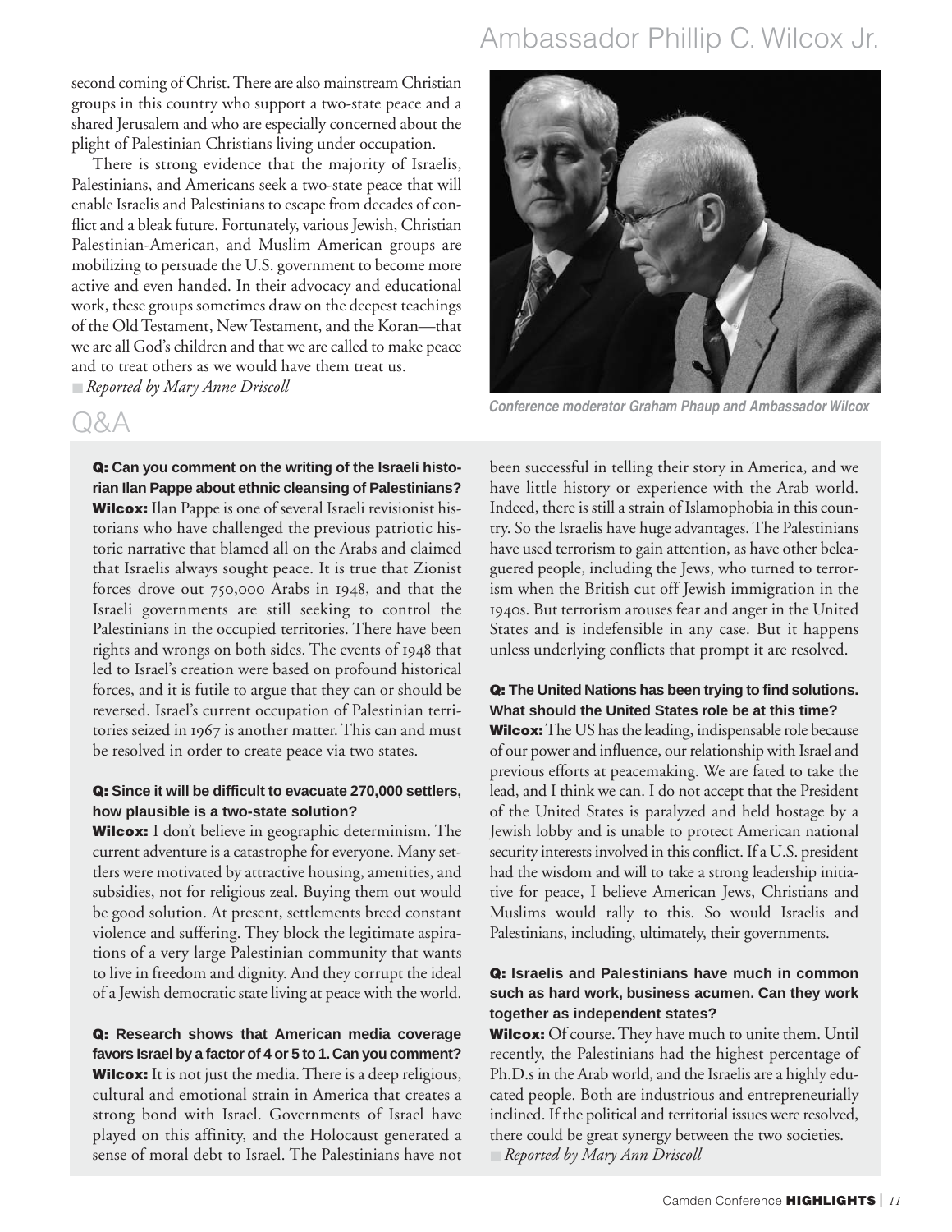second coming of Christ. There are also mainstream Christian groups in this country who support a two-state peace and a shared Jerusalem and who are especially concerned about the plight of Palestinian Christians living under occupation.

There is strong evidence that the majority of Israelis, Palestinians, and Americans seek a two-state peace that will enable Israelis and Palestinians to escape from decades of conflict and a bleak future. Fortunately, various Jewish, Christian Palestinian-American, and Muslim American groups are mobilizing to persuade the U.S. government to become more active and even handed. In their advocacy and educational work, these groups sometimes draw on the deepest teachings of the Old Testament, New Testament, and the Koran—that we are all God's children and that we are called to make peace and to treat others as we would have them treat us.

■ *Reported by Mary Anne Driscoll*

*Conference moderator Graham Phaup and Ambassador Wilcox*

## Q&A

**Q: Can you comment on the writing of the Israeli historian Ilan Pappe about ethnic cleansing of Palestinians?**

**Wilcox:** Ilan Pappe is one of several Israeli revisionist historians who have challenged the previous patriotic historic narrative that blamed all on the Arabs and claimed that Israelis always sought peace. It is true that Zionist forces drove out 750,000 Arabs in 1948, and that the Israeli governments are still seeking to control the Palestinians in the occupied territories. There have been rights and wrongs on both sides. The events of 1948 that led to Israel's creation were based on profound historical forces, and it is futile to argue that they can or should be reversed. Israel's current occupation of Palestinian territories seized in 1967 is another matter. This can and must be resolved in order to create peace via two states.

**Q: Since it will be difficult to evacuate 270,000 settlers, how plausible is a two-state solution?**

**Wilcox:** I don't believe in geographic determinism. The current adventure is a catastrophe for everyone. Many settlers were motivated by attractive housing, amenities, and subsidies, not for religious zeal. Buying them out would be good solution. At present, settlements breed constant violence and suffering. They block the legitimate aspirations of a very large Palestinian community that wants to live in freedom and dignity. And they corrupt the ideal of a Jewish democratic state living at peace with the world.

**Q: Research shows that American media coverage favors Israel by a factor of 4 or 5 to 1. Can you comment?**

**Wilcox:** It is not just the media. There is a deep religious, cultural and emotional strain in America that creates a strong bond with Israel. Governments of Israel have played on this affinity, and the Holocaust generated a sense of moral debt to Israel. The Palestinians have not been successful in telling their story in America, and we have little history or experience with the Arab world. Indeed, there is still a strain of Islamophobia in this country. So the Israelis have huge advantages. The Palestinians have used terrorism to gain attention, as have other beleaguered people, including the Jews, who turned to terrorism when the British cut off Jewish immigration in the 1940s. But terrorism arouses fear and anger in the United States and is indefensible in any case. But it happens unless underlying conflicts that prompt it are resolved.

**Q: The United Nations has been trying to find solutions. What should the United States role be at this time?**

**Wilcox:** The US has the leading, indispensable role because of our power and influence, our relationship with Israel and previous efforts at peacemaking. We are fated to take the lead, and I think we can. I do not accept that the President of the United States is paralyzed and held hostage by a Jewish lobby and is unable to protect American national security interests involved in this conflict. If a U.S. president had the wisdom and will to take a strong leadership initiative for peace, I believe American Jews, Christians and Muslims would rally to this. So would Israelis and Palestinians, including, ultimately, their governments.

**Q: Israelis and Palestinians have much in common such as hard work, business acumen. Can they work together as independent states?**

**Wilcox:** Of course. They have much to unite them. Until recently, the Palestinians had the highest percentage of Ph.D.s in the Arab world, and the Israelis are a highly educated people. Both are industrious and entrepreneurially inclined. If the political and territorial issues were resolved, there could be great synergy between the two societies.

■ *Reported by Mary Ann Driscoll*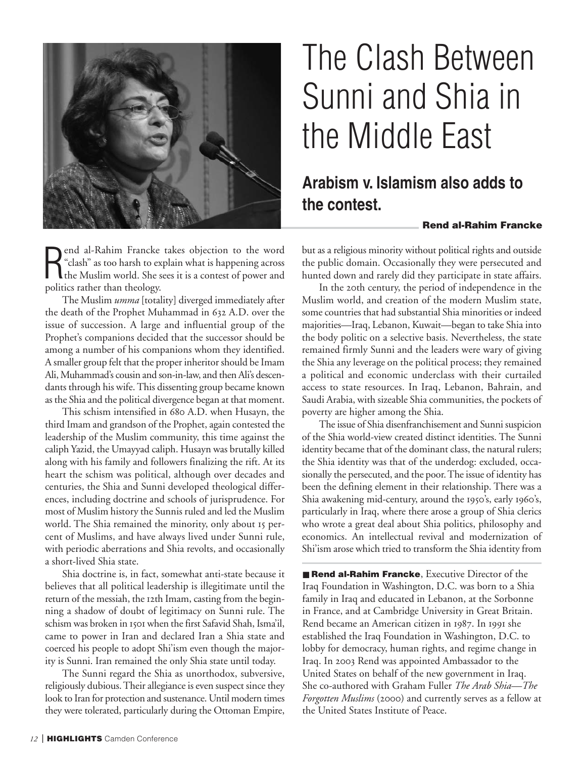# The Clash Between Sunni and Shia in the Middle East

## Arabism v. Islamism also adds to the contest.

**Rend al-Rahim Francke**

Rend al-Rahim Francke takes objection to the word "clash" as too harsh to explain what is happening across the Muslim world. She sees it is a contest of power and politics rather than theology.

The Muslim *umma* [totality] diverged immediately after the death of the Prophet Muhammad in 632 A.D. over the issue of succession. A large and influential group of the Prophet's companions decided that the successor should be among a number of his companions whom they identified. A smaller group felt that the proper inheritor should be Imam Ali, Muhammad's cousin and son-in-law, and then Ali's descendants through his wife. This dissenting group became known as the Shia and the political divergence began at that moment.

This schism intensified in 680 A.D. when Husayn, the third Imam and grandson of the Prophet, again contested the leadership of the Muslim community, this time against the caliph Yazid, the Umayyad caliph. Husayn was brutally killed along with his family and followers finalizing the rift. At its heart the schism was political, although over decades and centuries, the Shia and Sunni developed theological differences, including doctrine and schools of jurisprudence. For most of Muslim history the Sunnis ruled and led the Muslim world. The Shia remained the minority, only about 15 percent of Muslims, and have always lived under Sunni rule, with periodic aberrations and Shia revolts, and occasionally a short-lived Shia state.

Shia doctrine is, in fact, somewhat anti-state because it believes that all political leadership is illegitimate until the return of the messiah, the 12th Imam, casting from the beginning a shadow of doubt of legitimacy on Sunni rule. The schism was broken in 1501 when the first Safavid Shah, Isma'il, came to power in Iran and declared Iran a Shia state and coerced his people to adopt Shi'ism even though the majority is Sunni. Iran remained the only Shia state until today.

The Sunni regard the Shia as unorthodox, subversive, religiously dubious. Their allegiance is even suspect since they look to Iran for protection and sustenance. Until modern times they were tolerated, particularly during the Ottoman Empire, but as a religious minority without political rights and outside the public domain. Occasionally they were persecuted and hunted down and rarely did they participate in state affairs.

In the 20th century, the period of independence in the Muslim world, and creation of the modern Muslim state, some countries that had substantial Shia minorities or indeed majorities—Iraq, Lebanon, Kuwait—began to take Shia into the body politic on a selective basis. Nevertheless, the state remained firmly Sunni and the leaders were wary of giving the Shia any leverage on the political process; they remained a political and economic underclass with their curtailed access to state resources. In Iraq, Lebanon, Bahrain, and Saudi Arabia, with sizeable Shia communities, the pockets of poverty are higher among the Shia.

The issue of Shia disenfranchisement and Sunni suspicion of the Shia world-view created distinct identities. The Sunni identity became that of the dominant class, the natural rulers; the Shia identity was that of the underdog: excluded, occasionally the persecuted, and the poor. The issue of identity has been the defining element in their relationship. There was a Shia awakening mid-century, around the 1950's, early 1960's, particularly in Iraq, where there arose a group of Shia clerics who wrote a great deal about Shia politics, philosophy and economics. An intellectual revival and modernization of Shi'ism arose which tried to transform the Shia identity from

**Rend al-Rahim Francke**, Executive Director of the Iraq Foundation in Washington, D.C. was born to a Shia family in Iraq and educated in Lebanon, at the Sorbonne in France, and at Cambridge University in Great Britain. Rend became an American citizen in 1987. In 1991 she established the Iraq Foundation in Washington, D.C. to lobby for democracy, human rights, and regime change in Iraq. In 2003 Rend was appointed Ambassador to the United States on behalf of the new government in Iraq. She co-authored with Graham Fuller *The Arab Shia—The Forgotten Muslims* (2000) and currently serves as a fellow at the United States Institute of Peace.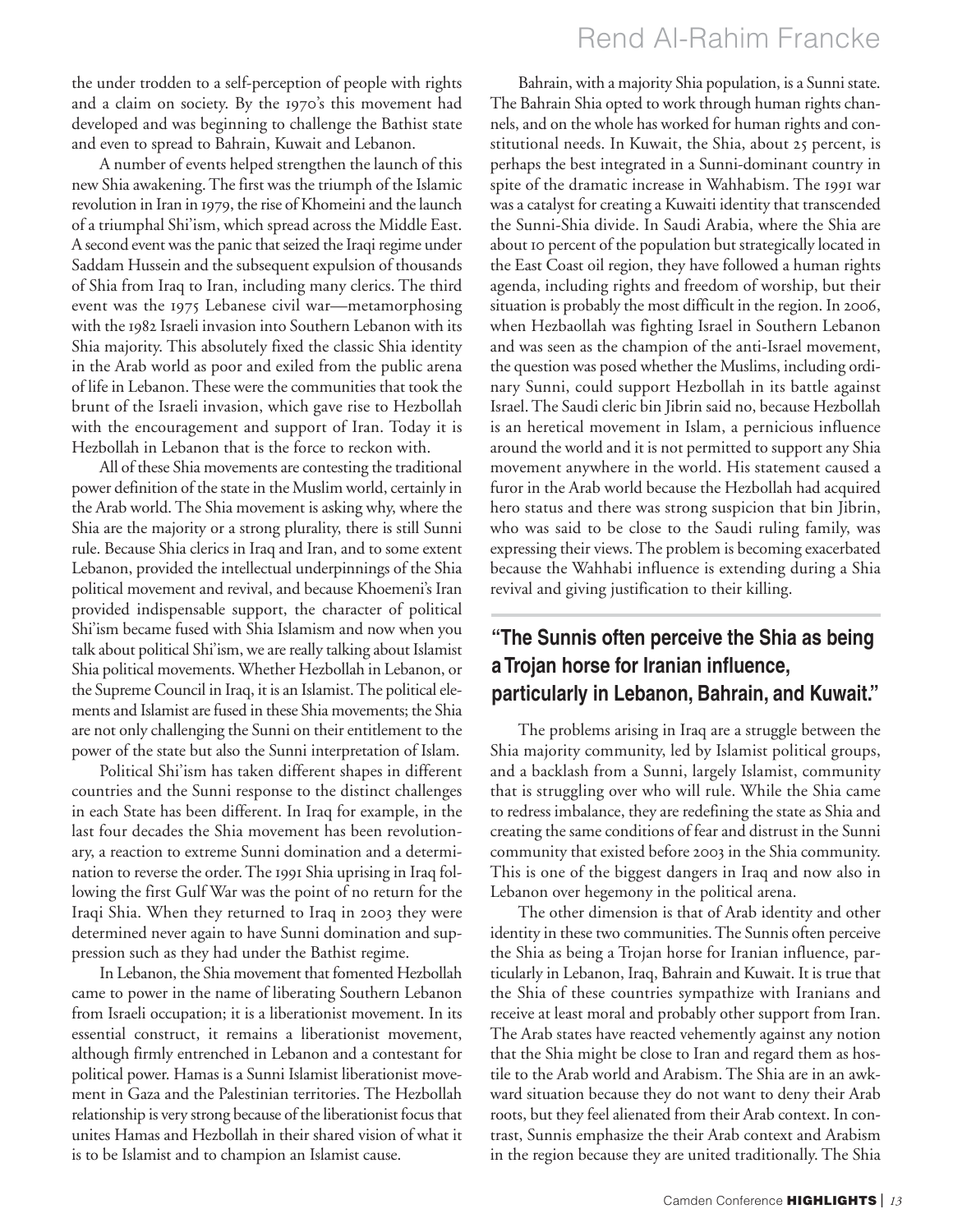the under trodden to a self-perception of people with rights and a claim on society. By the 1970's this movement had developed and was beginning to challenge the Bathist state and even to spread to Bahrain, Kuwait and Lebanon.

A number of events helped strengthen the launch of this new Shia awakening. The first was the triumph of the Islamic revolution in Iran in 1979, the rise of Khomeini and the launch of a triumphal Shi'ism, which spread across the Middle East. A second event was the panic that seized the Iraqi regime under Saddam Hussein and the subsequent expulsion of thousands of Shia from Iraq to Iran, including many clerics. The third event was the 1975 Lebanese civil war—metamorphosing with the 1982 Israeli invasion into Southern Lebanon with its Shia majority. This absolutely fixed the classic Shia identity in the Arab world as poor and exiled from the public arena of life in Lebanon. These were the communities that took the brunt of the Israeli invasion, which gave rise to Hezbollah with the encouragement and support of Iran. Today it is Hezbollah in Lebanon that is the force to reckon with.

All of these Shia movements are contesting the traditional power definition of the state in the Muslim world, certainly in the Arab world. The Shia movement is asking why, where the Shia are the majority or a strong plurality, there is still Sunni rule. Because Shia clerics in Iraq and Iran, and to some extent Lebanon, provided the intellectual underpinnings of the Shia political movement and revival, and because Khoemeni's Iran provided indispensable support, the character of political Shi'ism became fused with Shia Islamism and now when you talk about political Shi'ism, we are really talking about Islamist Shia political movements. Whether Hezbollah in Lebanon, or the Supreme Council in Iraq, it is an Islamist. The political elements and Islamist are fused in these Shia movements; the Shia are not only challenging the Sunni on their entitlement to the power of the state but also the Sunni interpretation of Islam.

Political Shi'ism has taken different shapes in different countries and the Sunni response to the distinct challenges in each State has been different. In Iraq for example, in the last four decades the Shia movement has been revolutionary, a reaction to extreme Sunni domination and a determination to reverse the order. The 1991 Shia uprising in Iraq following the first Gulf War was the point of no return for the Iraqi Shia. When they returned to Iraq in 2003 they were determined never again to have Sunni domination and suppression such as they had under the Bathist regime.

In Lebanon, the Shia movement that fomented Hezbollah came to power in the name of liberating Southern Lebanon from Israeli occupation; it is a liberationist movement. In its essential construct, it remains a liberationist movement, although firmly entrenched in Lebanon and a contestant for political power. Hamas is a Sunni Islamist liberationist movement in Gaza and the Palestinian territories. The Hezbollah relationship is very strong because of the liberationist focus that unites Hamas and Hezbollah in their shared vision of what it is to be Islamist and to champion an Islamist cause.

Bahrain, with a majority Shia population, is a Sunni state. The Bahrain Shia opted to work through human rights channels, and on the whole has worked for human rights and constitutional needs. In Kuwait, the Shia, about 25 percent, is perhaps the best integrated in a Sunni-dominant country in spite of the dramatic increase in Wahhabism. The 1991 war was a catalyst for creating a Kuwaiti identity that transcended the Sunni-Shia divide. In Saudi Arabia, where the Shia are about 10 percent of the population but strategically located in the East Coast oil region, they have followed a human rights agenda, including rights and freedom of worship, but their situation is probably the most difficult in the region. In 2006, when Hezbaollah was fighting Israel in Southern Lebanon and was seen as the champion of the anti-Israel movement, the question was posed whether the Muslims, including ordinary Sunni, could support Hezbollah in its battle against Israel. The Saudi cleric bin Jibrin said no, because Hezbollah is an heretical movement in Islam, a pernicious influence around the world and it is not permitted to support any Shia movement anywhere in the world. His statement caused a furor in the Arab world because the Hezbollah had acquired hero status and there was strong suspicion that bin Jibrin, who was said to be close to the Saudi ruling family, was expressing their views. The problem is becoming exacerbated because the Wahhabi influence is extending during a Shia revival and giving justification to their killing.

**"The Sunnis often perceive the Shia as being a Trojan horse for Iranian influence, particularly in Lebanon, Bahrain, and Kuwait."**

The problems arising in Iraq are a struggle between the Shia majority community, led by Islamist political groups, and a backlash from a Sunni, largely Islamist, community that is struggling over who will rule. While the Shia came to redress imbalance, they are redefining the state as Shia and creating the same conditions of fear and distrust in the Sunni community that existed before 2003 in the Shia community. This is one of the biggest dangers in Iraq and now also in Lebanon over hegemony in the political arena.

The other dimension is that of Arab identity and other identity in these two communities. The Sunnis often perceive the Shia as being a Trojan horse for Iranian influence, particularly in Lebanon, Iraq, Bahrain and Kuwait. It is true that the Shia of these countries sympathize with Iranians and receive at least moral and probably other support from Iran. The Arab states have reacted vehemently against any notion that the Shia might be close to Iran and regard them as hostile to the Arab world and Arabism. The Shia are in an awkward situation because they do not want to deny their Arab roots, but they feel alienated from their Arab context. In contrast, Sunnis emphasize the their Arab context and Arabism in the region because they are united traditionally. The Shia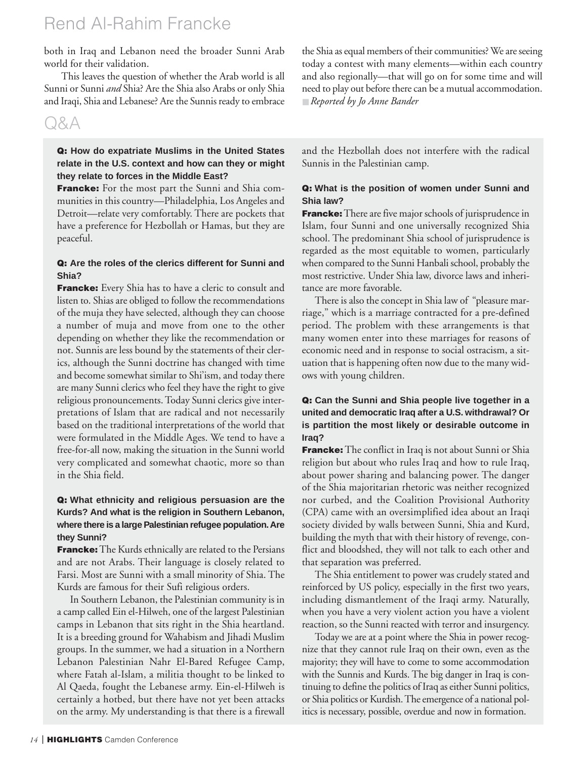both in Iraq and Lebanon need the broader Sunni Arab world for their validation.

This leaves the question of whether the Arab world is all Sunni or Sunni *and* Shia? Are the Shia also Arabs or only Shia and Iraqi, Shia and Lebanese? Are the Sunnis ready to embrace the Shia as equal members of their communities? We are seeing today a contest with many elements—within each country and also regionally—that will go on for some time and will need to play out before there can be a mutual accommodation. *Reported by Jo Anne Bander*

## Q&A

**Q: How do expatriate Muslims in the United States relate in the U.S. context and how can they or might they relate to forces in the Middle East?**

**Francke:** For the most part the Sunni and Shia communities in this country—Philadelphia, Los Angeles and Detroit—relate very comfortably. There are pockets that have a preference for Hezbollah or Hamas, but they are peaceful.

**Q: Are the roles of the clerics different for Sunni and Shia?**

**Francke:** Every Shia has to have a cleric to consult and listen to. Shias are obliged to follow the recommendations of the muja they have selected, although they can choose a number of muja and move from one to the other depending on whether they like the recommendation or not. Sunnis are less bound by the statements of their clerics, although the Sunni doctrine has changed with time and become somewhat similar to Shi'ism, and today there are many Sunni clerics who feel they have the right to give religious pronouncements. Today Sunni clerics give interpretations of Islam that are radical and not necessarily based on the traditional interpretations of the world that were formulated in the Middle Ages. We tend to have a free-for-all now, making the situation in the Sunni world very complicated and somewhat chaotic, more so than in the Shia field.

**Q: What ethnicity and religious persuasion are the Kurds? And what is the religion in Southern Lebanon, where there is a large Palestinian refugee population. Are they Sunni?**

**Francke:** The Kurds ethnically are related to the Persians and are not Arabs. Their language is closely related to Farsi. Most are Sunni with a small minority of Shia. The Kurds are famous for their Sufi religious orders.

In Southern Lebanon, the Palestinian community is in a camp called Ein el-Hilweh, one of the largest Palestinian camps in Lebanon that sits right in the Shia heartland. It is a breeding ground for Wahabism and Jihadi Muslim groups. In the summer, we had a situation in a Northern Lebanon Palestinian Nahr El-Bared Refugee Camp, where Fatah al-Islam, a militia thought to be linked to Al Qaeda, fought the Lebanese army. Ein-el-Hilweh is certainly a hotbed, but there have not yet been attacks on the army. My understanding is that there is a firewall and the Hezbollah does not interfere with the radical Sunnis in the Palestinian camp.

**Q: What is the position of women under Sunni and Shia law?**

**Francke:** There are five major schools of jurisprudence in Islam, four Sunni and one universally recognized Shia school. The predominant Shia school of jurisprudence is regarded as the most equitable to women, particularly when compared to the Sunni Hanbali school, probably the most restrictive. Under Shia law, divorce laws and inheritance are more favorable.

There is also the concept in Shia law of "pleasure marriage," which is a marriage contracted for a pre-defined period. The problem with these arrangements is that many women enter into these marriages for reasons of economic need and in response to social ostracism, a situation that is happening often now due to the many widows with young children.

**Q: Can the Sunni and Shia people live together in a united and democratic Iraq after a U.S. withdrawal? Or is partition the most likely or desirable outcome in Iraq?**

**Francke:** The conflict in Iraq is not about Sunni or Shia religion but about who rules Iraq and how to rule Iraq, about power sharing and balancing power. The danger of the Shia majoritarian rhetoric was neither recognized nor curbed, and the Coalition Provisional Authority (CPA) came with an oversimplified idea about an Iraqi society divided by walls between Sunni, Shia and Kurd, building the myth that with their history of revenge, conflict and bloodshed, they will not talk to each other and that separation was preferred.

The Shia entitlement to power was crudely stated and reinforced by US policy, especially in the first two years, including dismantlement of the Iraqi army. Naturally, when you have a very violent action you have a violent reaction, so the Sunni reacted with terror and insurgency.

Today we are at a point where the Shia in power recognize that they cannot rule Iraq on their own, even as the majority; they will have to come to some accommodation with the Sunnis and Kurds. The big danger in Iraq is continuing to define the politics of Iraq as either Sunni politics, or Shia politics or Kurdish. The emergence of a national politics is necessary, possible, overdue and now in formation.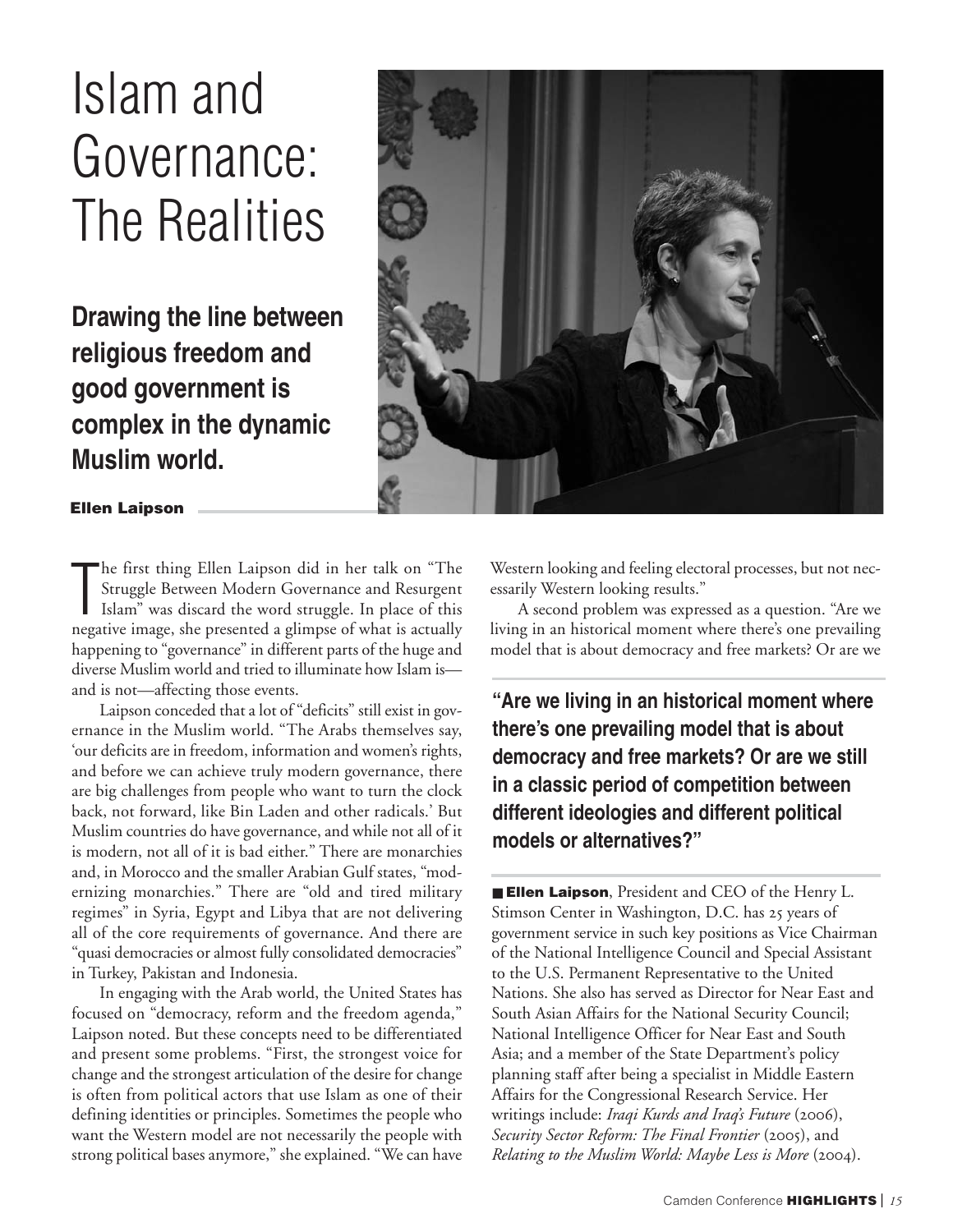# Islam and Governance: The Realities

**Drawing the line between religious freedom and good government is complex in the dynamic Muslim world.**

**Ellen Laipson**

The first thing Ellen Laipson did in her talk on "The Struggle Between Modern Governance and Resurgent Islam" was discard the word struggle. In place of this negative image, she presented a glimpse of what is actually happening to "governance" in different parts of the huge and diverse Muslim world and tried to illuminate how Islam is—and is not—affecting those events.

Laipson conceded that a lot of "deficits" still exist in governance in the Muslim world. "The Arabs themselves say, 'our deficits are in freedom, information and women's rights, and before we can achieve truly modern governance, there are big challenges from people who want to turn the clock back, not forward, like Bin Laden and other radicals.' But Muslim countries do have governance, and while not all of it is modern, not all of it is bad either." There are monarchies and, in Morocco and the smaller Arabian Gulf states, "modernizing monarchies." There are "old and tired military regimes" in Syria, Egypt and Libya that are not delivering all of the core requirements of governance. And there are "quasi democracies or almost fully consolidated democracies" in Turkey, Pakistan and Indonesia.

In engaging with the Arab world, the United States has focused on "democracy, reform and the freedom agenda," Laipson noted. But these concepts need to be differentiated and present some problems. "First, the strongest voice for change and the strongest articulation of the desire for change is often from political actors that use Islam as one of their defining identities or principles. Sometimes the people who want the Western model are not necessarily the people with strong political bases anymore," she explained. "We can have Western looking and feeling electoral processes, but not necessarily Western looking results."

A second problem was expressed as a question. "Are we living in an historical moment where there's one prevailing model that is about democracy and free markets? Or are we

> **"Are we living in an historical moment where there's one prevailing model that is about democracy and free markets? Or are we still in a classic period of competition between different ideologies and different political models or alternatives?"**

■ **Ellen Laipson**, President and CEO of the Henry L. Stimson Center in Washington, D.C. has 25 years of government service in such key positions as Vice Chairman of the National Intelligence Council and Special Assistant to the U.S. Permanent Representative to the United Nations. She also has served as Director for Near East and South Asian Affairs for the National Security Council; National Intelligence Officer for Near East and South Asia; and a member of the State Department's policy planning staff after being a specialist in Middle Eastern Affairs for the Congressional Research Service. Her writings include: *Iraqi Kurds and Iraq's Future* (2006), *Security Sector Reform: The Final Frontier* (2005), and *Relating to the Muslim World: Maybe Less is More* (2004).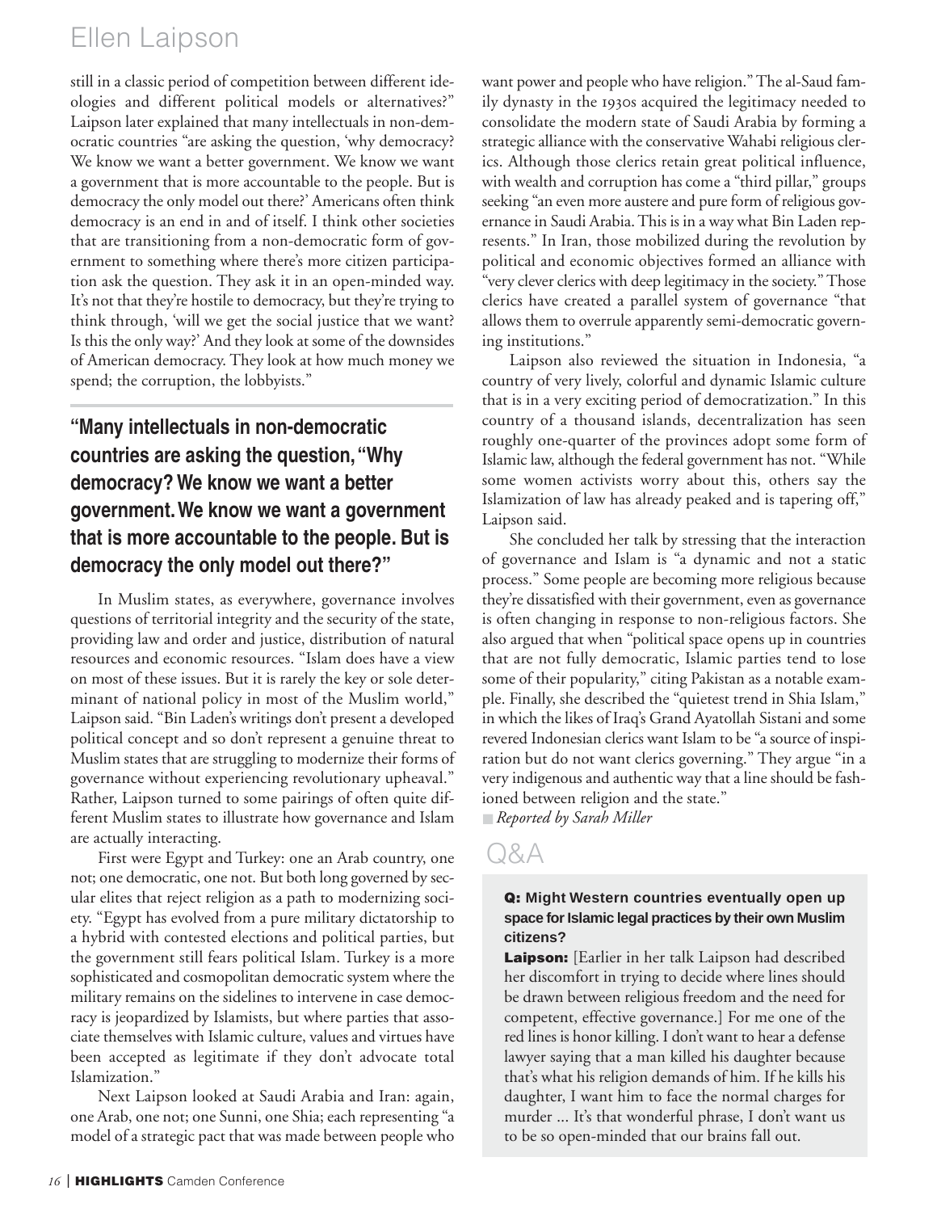still in a classic period of competition between different ideologies and different political models or alternatives?" Laipson later explained that many intellectuals in non-democratic countries "are asking the question, 'why democracy? We know we want a better government. We know we want a government that is more accountable to the people. But is democracy the only model out there?' Americans often think democracy is an end in and of itself. I think other societies that are transitioning from a non-democratic form of government to something where there's more citizen participation ask the question. They ask it in an open-minded way. It's not that they're hostile to democracy, but they're trying to think through, 'will we get the social justice that we want? Is this the only way?' And they look at some of the downsides of American democracy. They look at how much money we spend; the corruption, the lobbyists."

> **"Many intellectuals in non-democratic countries are asking the question, "Why democracy? We know we want a better government. We know we want a government that is more accountable to the people. But is democracy the only model out there?"**

In Muslim states, as everywhere, governance involves questions of territorial integrity and the security of the state, providing law and order and justice, distribution of natural resources and economic resources. "Islam does have a view on most of these issues. But it is rarely the key or sole determinant of national policy in most of the Muslim world," Laipson said. "Bin Laden's writings don't present a developed political concept and so don't represent a genuine threat to Muslim states that are struggling to modernize their forms of governance without experiencing revolutionary upheaval." Rather, Laipson turned to some pairings of often quite different Muslim states to illustrate how governance and Islam are actually interacting.

First were Egypt and Turkey: one an Arab country, one not; one democratic, one not. But both long governed by secular elites that reject religion as a path to modernizing society. "Egypt has evolved from a pure military dictatorship to a hybrid with contested elections and political parties, but the government still fears political Islam. Turkey is a more sophisticated and cosmopolitan democratic system where the military remains on the sidelines to intervene in case democracy is jeopardized by Islamists, but where parties that associate themselves with Islamic culture, values and virtues have been accepted as legitimate if they don't advocate total Islamization."

Next Laipson looked at Saudi Arabia and Iran: again, one Arab, one not; one Sunni, one Shia; each representing "a model of a strategic pact that was made between people who want power and people who have religion." The al-Saud family dynasty in the 1930s acquired the legitimacy needed to consolidate the modern state of Saudi Arabia by forming a strategic alliance with the conservative Wahabi religious clerics. Although those clerics retain great political influence, with wealth and corruption has come a "third pillar," groups seeking "an even more austere and pure form of religious governance in Saudi Arabia. This is in a way what Bin Laden represents." In Iran, those mobilized during the revolution by political and economic objectives formed an alliance with "very clever clerics with deep legitimacy in the society." Those clerics have created a parallel system of governance "that allows them to overrule apparently semi-democratic governing institutions."

Laipson also reviewed the situation in Indonesia, "a country of very lively, colorful and dynamic Islamic culture that is in a very exciting period of democratization." In this country of a thousand islands, decentralization has seen roughly one-quarter of the provinces adopt some form of Islamic law, although the federal government has not. "While some women activists worry about this, others say the Islamization of law has already peaked and is tapering off," Laipson said.

She concluded her talk by stressing that the interaction of governance and Islam is "a dynamic and not a static process." Some people are becoming more religious because they're dissatisfied with their government, even as governance is often changing in response to non-religious factors. She also argued that when "political space opens up in countries that are not fully democratic, Islamic parties tend to lose some of their popularity," citing Pakistan as a notable example. Finally, she described the "quietest trend in Shia Islam," in which the likes of Iraq's Grand Ayatollah Sistani and some revered Indonesian clerics want Islam to be "a source of inspiration but do not want clerics governing." They argue "in a very indigenous and authentic way that a line should be fashioned between religion and the state."

*Reported by Sarah Miller*

## Q&A

**Q: Might Western countries eventually open up space for Islamic legal practices by their own Muslim citizens?**

**Laipson:** [Earlier in her talk Laipson had described her discomfort in trying to decide where lines should be drawn between religious freedom and the need for competent, effective governance.] For me one of the red lines is honor killing. I don't want to hear a defense lawyer saying that a man killed his daughter because that's what his religion demands of him. If he kills his daughter, I want him to face the normal charges for murder ... It's that wonderful phrase, I don't want us to be so open-minded that our brains fall out.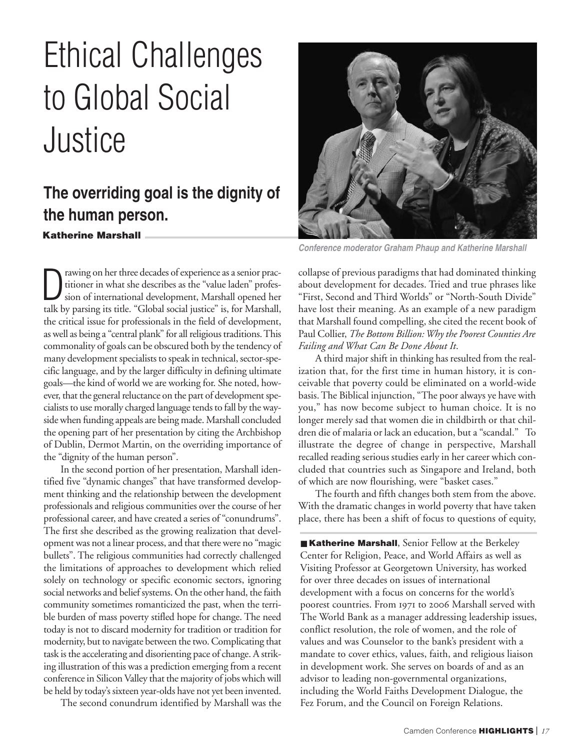# Ethical Challenges to Global Social Justice

## The overriding goal is the dignity of the human person.

**Katherine Marshall**

Conference moderator Graham Phaup and Katherine Marshall

Drawing on her three decades of experience as a senior practitioner in what she describes as the "value laden" profession of international development, Marshall opened her talk by parsing its title. "Global social justice" is, for Marshall, the critical issue for professionals in the field of development, as well as being a "central plank" for all religious traditions. This commonality of goals can be obscured both by the tendency of many development specialists to speak in technical, sector-specific language, and by the larger difficulty in defining ultimate goals—the kind of world we are working for. She noted, however, that the general reluctance on the part of development specialists to use morally charged language tends to fall by the wayside when funding appeals are being made. Marshall concluded the opening part of her presentation by citing the Archbishop of Dublin, Dermot Martin, on the overriding importance of the "dignity of the human person".

In the second portion of her presentation, Marshall identified five "dynamic changes" that have transformed development thinking and the relationship between the development professionals and religious communities over the course of her professional career, and have created a series of "conundrums". The first she described as the growing realization that development was not a linear process, and that there were no "magic bullets". The religious communities had correctly challenged the limitations of approaches to development which relied solely on technology or specific economic sectors, ignoring social networks and belief systems. On the other hand, the faith community sometimes romanticized the past, when the terrible burden of mass poverty stifled hope for change. The need today is not to discard modernity for tradition or tradition for modernity, but to navigate between the two. Complicating that task is the accelerating and disorienting pace of change. A striking illustration of this was a prediction emerging from a recent conference in Silicon Valley that the majority of jobs which will be held by today's sixteen year-olds have not yet been invented.

The second conundrum identified by Marshall was the collapse of previous paradigms that had dominated thinking about development for decades. Tried and true phrases like "First, Second and Third Worlds" or "North-South Divide" have lost their meaning. As an example of a new paradigm that Marshall found compelling, she cited the recent book of Paul Collier, *The Bottom Billion: Why the Poorest Counties Are Failing and What Can Be Done About It*.

A third major shift in thinking has resulted from the realization that, for the first time in human history, it is conceivable that poverty could be eliminated on a world-wide basis. The Biblical injunction, "The poor always ye have with you," has now become subject to human choice. It is no longer merely sad that women die in childbirth or that children die of malaria or lack an education, but a "scandal." To illustrate the degree of change in perspective, Marshall recalled reading serious studies early in her career which concluded that countries such as Singapore and Ireland, both of which are now flourishing, were "basket cases."

The fourth and fifth changes both stem from the above. With the dramatic changes in world poverty that have taken place, there has been a shift of focus to questions of equity,

**Katherine Marshall**, Senior Fellow at the Berkeley Center for Religion, Peace, and World Affairs as well as Visiting Professor at Georgetown University, has worked for over three decades on issues of international development with a focus on concerns for the world's poorest countries. From 1971 to 2006 Marshall served with The World Bank as a manager addressing leadership issues, conflict resolution, the role of women, and the role of values and was Counselor to the bank's president with a mandate to cover ethics, values, faith, and religious liaison in development work. She serves on boards of and as an advisor to leading non-governmental organizations, including the World Faiths Development Dialogue, the Fez Forum, and the Council on Foreign Relations.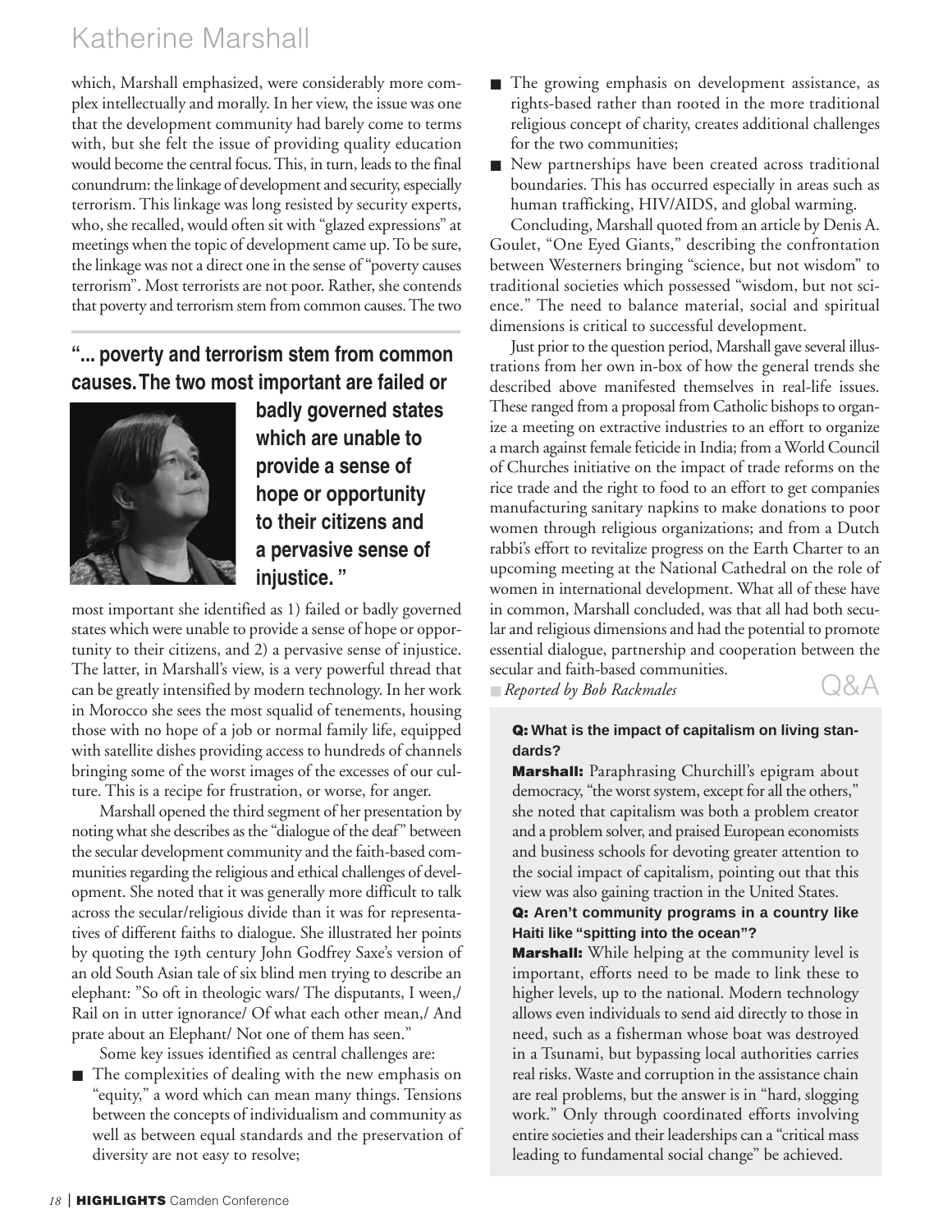which, Marshall emphasized, were considerably more complex intellectually and morally. In her view, the issue was one that the development community had barely come to terms with, but she felt the issue of providing quality education would become the central focus. This, in turn, leads to the final conundrum: the linkage of development and security, especially terrorism. This linkage was long resisted by security experts, who, she recalled, would often sit with "glazed expressions" at meetings when the topic of development came up. To be sure, the linkage was not a direct one in the sense of "poverty causes terrorism". Most terrorists are not poor. Rather, she contends that poverty and terrorism stem from common causes. The two most important she identified as 1) failed or badly governed states which were unable to provide a sense of hope or opportunity to their citizens, and 2) a pervasive sense of injustice. The latter, in Marshall's view, is a very powerful thread that can be greatly intensified by modern technology. In her work in Morocco she sees the most squalid of tenements, housing those with no hope of a job or normal family life, equipped with satellite dishes providing access to hundreds of channels bringing some of the worst images of the excesses of our culture. This is a recipe for frustration, or worse, for anger.

> **"... poverty and terrorism stem from common causes. The two most important are failed or badly governed states which are unable to provide a sense of hope or opportunity to their citizens and a pervasive sense of injustice. "**

Marshall opened the third segment of her presentation by noting what she describes as the "dialogue of the deaf" between the secular development community and the faith-based communities regarding the religious and ethical challenges of development. She noted that it was generally more difficult to talk across the secular/religious divide than it was for representatives of different faiths to dialogue. She illustrated her points by quoting the 19th century John Godfrey Saxe's version of an old South Asian tale of six blind men trying to describe an elephant: "So oft in theologic wars/ The disputants, I ween,/ Rail on in utter ignorance/ Of what each other mean,/ And prate about an Elephant/ Not one of them has seen."

Some key issues identified as central challenges are:

- The complexities of dealing with the new emphasis on "equity," a word which can mean many things. Tensions between the concepts of individualism and community as well as between equal standards and the preservation of diversity are not easy to resolve;
- The growing emphasis on development assistance, as rights-based rather than rooted in the more traditional religious concept of charity, creates additional challenges for the two communities;
- New partnerships have been created across traditional boundaries. This has occurred especially in areas such as human trafficking, HIV/AIDS, and global warming.

Concluding, Marshall quoted from an article by Denis A. Goulet, "One Eyed Giants," describing the confrontation between Westerners bringing "science, but not wisdom" to traditional societies which possessed "wisdom, but not science." The need to balance material, social and spiritual dimensions is critical to successful development.

Just prior to the question period, Marshall gave several illustrations from her own in-box of how the general trends she described above manifested themselves in real-life issues. These ranged from a proposal from Catholic bishops to organize a meeting on extractive industries to an effort to organize a march against female feticide in India; from a World Council of Churches initiative on the impact of trade reforms on the rice trade and the right to food to an effort to get companies manufacturing sanitary napkins to make donations to poor women through religious organizations; and from a Dutch rabbi's effort to revitalize progress on the Earth Charter to an upcoming meeting at the National Cathedral on the role of women in international development. What all of these have in common, Marshall concluded, was that all had both secular and religious dimensions and had the potential to promote essential dialogue, partnership and cooperation between the secular and faith-based communities.

*Reported by Bob Rackmales*

## Q&A

**Q: What is the impact of capitalism on living standards?**

**Marshall:** Paraphrasing Churchill's epigram about democracy, "the worst system, except for all the others," she noted that capitalism was both a problem creator and a problem solver, and praised European economists and business schools for devoting greater attention to the social impact of capitalism, pointing out that this view was also gaining traction in the United States.

**Q: Aren't community programs in a country like Haiti like "spitting into the ocean"?**

**Marshall:** While helping at the community level is important, efforts need to be made to link these to higher levels, up to the national. Modern technology allows even individuals to send aid directly to those in need, such as a fisherman whose boat was destroyed in a Tsunami, but bypassing local authorities carries real risks. Waste and corruption in the assistance chain are real problems, but the answer is in "hard, slogging work." Only through coordinated efforts involving entire societies and their leaderships can a "critical mass leading to fundamental social change" be achieved.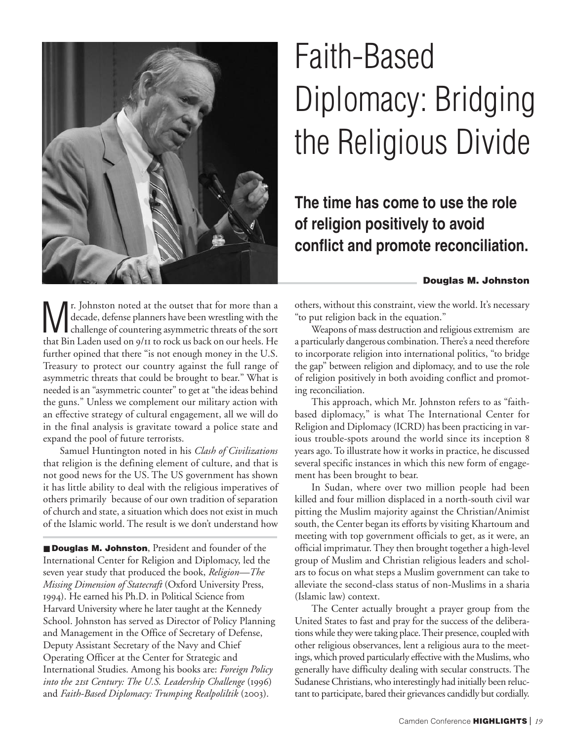# Faith-Based Diplomacy: Bridging the Religious Divide

## The time has come to use the role of religion positively to avoid conflict and promote reconciliation.

**Douglas M. Johnston**

Mr. Johnston noted at the outset that for more than a decade, defense planners have been wrestling with the challenge of countering asymmetric threats of the sort that Bin Laden used on 9/11 to rock us back on our heels. He further opined that there "is not enough money in the U.S. Treasury to protect our country against the full range of asymmetric threats that could be brought to bear." What is needed is an "asymmetric counter" to get at "the ideas behind the guns." Unless we complement our military action with an effective strategy of cultural engagement, all we will do in the final analysis is gravitate toward a police state and expand the pool of future terrorists.

Samuel Huntington noted in his *Clash of Civilizations* that religion is the defining element of culture, and that is not good news for the US. The US government has shown it has little ability to deal with the religious imperatives of others primarily because of our own tradition of separation of church and state, a situation which does not exist in much of the Islamic world. The result is we don't understand how others, without this constraint, view the world. It's necessary "to put religion back in the equation."

Weapons of mass destruction and religious extremism are a particularly dangerous combination. There's a need therefore to incorporate religion into international politics, "to bridge the gap" between religion and diplomacy, and to use the role of religion positively in both avoiding conflict and promoting reconciliation.

This approach, which Mr. Johnston refers to as "faith-based diplomacy," is what The International Center for Religion and Diplomacy (ICRD) has been practicing in various trouble-spots around the world since its inception 8 years ago. To illustrate how it works in practice, he discussed several specific instances in which this new form of engagement has been brought to bear.

In Sudan, where over two million people had been killed and four million displaced in a north-south civil war pitting the Muslim majority against the Christian/Animist south, the Center began its efforts by visiting Khartoum and meeting with top government officials to get, as it were, an official imprimatur. They then brought together a high-level group of Muslim and Christian religious leaders and scholars to focus on what steps a Muslim government can take to alleviate the second-class status of non-Muslims in a sharia (Islamic law) context.

The Center actually brought a prayer group from the United States to fast and pray for the success of the deliberations while they were taking place. Their presence, coupled with other religious observances, lent a religious aura to the meetings, which proved particularly effective with the Muslims, who generally have difficulty dealing with secular constructs. The Sudanese Christians, who interestingly had initially been reluctant to participate, bared their grievances candidly but cordially.

**Douglas M. Johnston**, President and founder of the International Center for Religion and Diplomacy, led the seven year study that produced the book, *Religion—The Missing Dimension of Statecraft* (Oxford University Press, 1994). He earned his Ph.D. in Political Science from Harvard University where he later taught at the Kennedy School. Johnston has served as Director of Policy Planning and Management in the Office of Secretary of Defense, Deputy Assistant Secretary of the Navy and Chief Operating Officer at the Center for Strategic and International Studies. Among his books are: *Foreign Policy into the 21st Century: The U.S. Leadership Challenge* (1996) and *Faith-Based Diplomacy: Trumping Realpoliltik* (2003).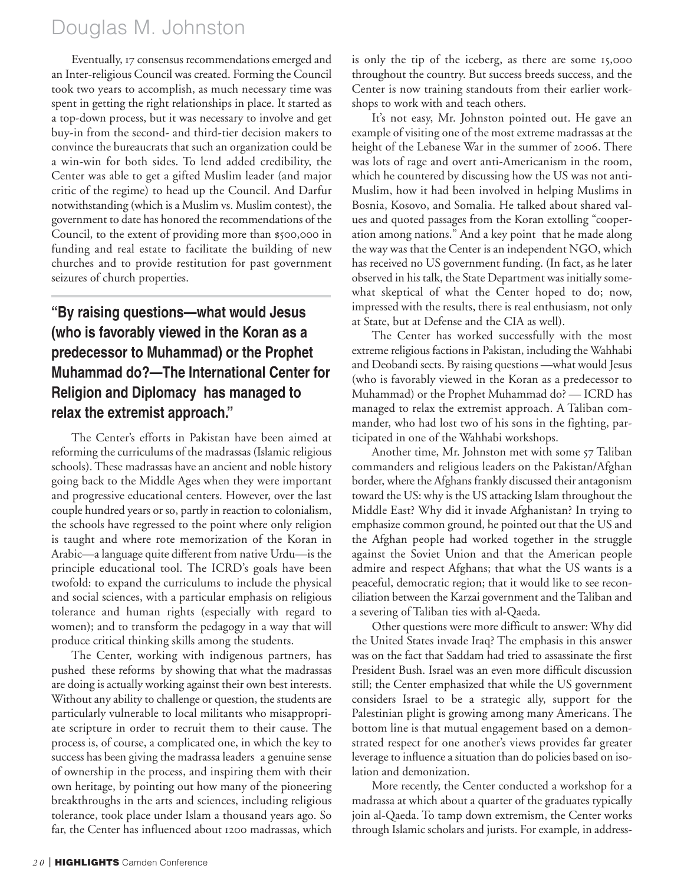Eventually, 17 consensus recommendations emerged and an Inter-religious Council was created. Forming the Council took two years to accomplish, as much necessary time was spent in getting the right relationships in place. It started as a top-down process, but it was necessary to involve and get buy-in from the second- and third-tier decision makers to convince the bureaucrats that such an organization could be a win-win for both sides. To lend added credibility, the Center was able to get a gifted Muslim leader (and major critic of the regime) to head up the Council. And Darfur notwithstanding (which is a Muslim vs. Muslim contest), the government to date has honored the recommendations of the Council, to the extent of providing more than $500,000 in funding and real estate to facilitate the building of new churches and to provide restitution for past government seizures of church properties.

**"By raising questions—what would Jesus (who is favorably viewed in the Koran as a predecessor to Muhammad) or the Prophet Muhammad do?—The International Center for Religion and Diplomacy has managed to relax the extremist approach."**

The Center's efforts in Pakistan have been aimed at reforming the curriculums of the madrassas (Islamic religious schools). These madrassas have an ancient and noble history going back to the Middle Ages when they were important and progressive educational centers. However, over the last couple hundred years or so, partly in reaction to colonialism, the schools have regressed to the point where only religion is taught and where rote memorization of the Koran in Arabic—a language quite different from native Urdu—is the principle educational tool. The ICRD's goals have been twofold: to expand the curriculums to include the physical and social sciences, with a particular emphasis on religious tolerance and human rights (especially with regard to women); and to transform the pedagogy in a way that will produce critical thinking skills among the students.

The Center, working with indigenous partners, has pushed these reforms by showing that what the madrassas are doing is actually working against their own best interests. Without any ability to challenge or question, the students are particularly vulnerable to local militants who misappropriate scripture in order to recruit them to their cause. The process is, of course, a complicated one, in which the key to success has been giving the madrassa leaders a genuine sense of ownership in the process, and inspiring them with their own heritage, by pointing out how many of the pioneering breakthroughs in the arts and sciences, including religious tolerance, took place under Islam a thousand years ago. So far, the Center has influenced about 1200 madrassas, which is only the tip of the iceberg, as there are some 15,000 throughout the country. But success breeds success, and the Center is now training standouts from their earlier workshops to work with and teach others.

It's not easy, Mr. Johnston pointed out. He gave an example of visiting one of the most extreme madrassas at the height of the Lebanese War in the summer of 2006. There was lots of rage and overt anti-Americanism in the room, which he countered by discussing how the US was not anti-Muslim, how it had been involved in helping Muslims in Bosnia, Kosovo, and Somalia. He talked about shared values and quoted passages from the Koran extolling "cooperation among nations." And a key point that he made along the way was that the Center is an independent NGO, which has received no US government funding. (In fact, as he later observed in his talk, the State Department was initially somewhat skeptical of what the Center hoped to do; now, impressed with the results, there is real enthusiasm, not only at State, but at Defense and the CIA as well).

The Center has worked successfully with the most extreme religious factions in Pakistan, including the Wahhabi and Deobandi sects. By raising questions —what would Jesus (who is favorably viewed in the Koran as a predecessor to Muhammad) or the Prophet Muhammad do? — ICRD has managed to relax the extremist approach. A Taliban commander, who had lost two of his sons in the fighting, participated in one of the Wahhabi workshops.

Another time, Mr. Johnston met with some 57 Taliban commanders and religious leaders on the Pakistan/Afghan border, where the Afghans frankly discussed their antagonism toward the US: why is the US attacking Islam throughout the Middle East? Why did it invade Afghanistan? In trying to emphasize common ground, he pointed out that the US and the Afghan people had worked together in the struggle against the Soviet Union and that the American people admire and respect Afghans; that what the US wants is a peaceful, democratic region; that it would like to see reconciliation between the Karzai government and the Taliban and a severing of Taliban ties with al-Qaeda.

Other questions were more difficult to answer: Why did the United States invade Iraq? The emphasis in this answer was on the fact that Saddam had tried to assassinate the first President Bush. Israel was an even more difficult discussion still; the Center emphasized that while the US government considers Israel to be a strategic ally, support for the Palestinian plight is growing among many Americans. The bottom line is that mutual engagement based on a demonstrated respect for one another's views provides far greater leverage to influence a situation than do policies based on isolation and demonization.

More recently, the Center conducted a workshop for a madrassa at which about a quarter of the graduates typically join al-Qaeda. To tamp down extremism, the Center works through Islamic scholars and jurists. For example, in address-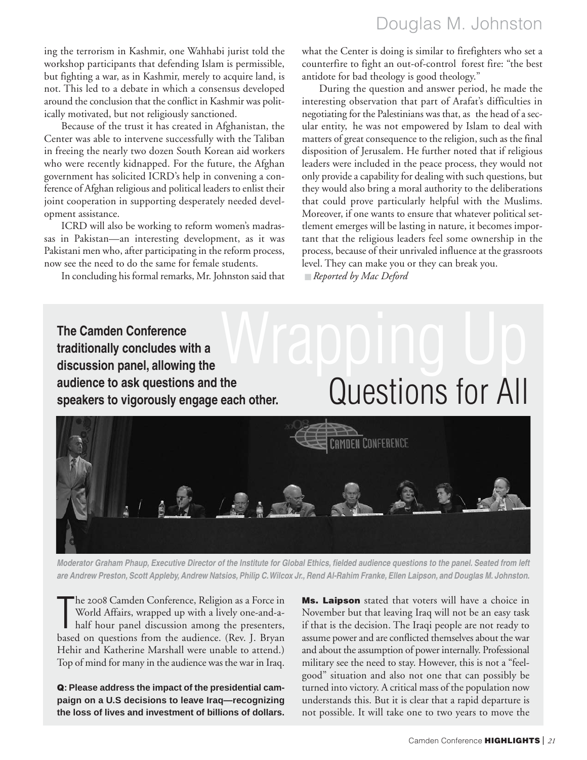ing the terrorism in Kashmir, one Wahhabi jurist told the workshop participants that defending Islam is permissible, but fighting a war, as in Kashmir, merely to acquire land, is not. This led to a debate in which a consensus developed around the conclusion that the conflict in Kashmir was politically motivated, but not religiously sanctioned.

Because of the trust it has created in Afghanistan, the Center was able to intervene successfully with the Taliban in freeing the nearly two dozen South Korean aid workers who were recently kidnapped. For the future, the Afghan government has solicited ICRD's help in convening a conference of Afghan religious and political leaders to enlist their joint cooperation in supporting desperately needed development assistance.

ICRD will also be working to reform women's madrassas in Pakistan—an interesting development, as it was Pakistani men who, after participating in the reform process, now see the need to do the same for female students.

In concluding his formal remarks, Mr. Johnston said that what the Center is doing is similar to firefighters who set a counterfire to fight an out-of-control forest fire: "the best antidote for bad theology is good theology."

During the question and answer period, he made the interesting observation that part of Arafat's difficulties in negotiating for the Palestinians was that, as the head of a secular entity, he was not empowered by Islam to deal with matters of great consequence to the religion, such as the final disposition of Jerusalem. He further noted that if religious leaders were included in the peace process, they would not only provide a capability for dealing with such questions, but they would also bring a moral authority to the deliberations that could prove particularly helpful with the Muslims. Moreover, if one wants to ensure that whatever political settlement emerges will be lasting in nature, it becomes important that the religious leaders feel some ownership in the process, because of their unrivaled influence at the grassroots level. They can make you or they can break you.

*Reported by Mac Deford*

# Wrapping Up Questions for All

**The Camden Conference traditionally concludes with a discussion panel, allowing the audience to ask questions and the speakers to vigorously engage each other.**

*Moderator Graham Phaup, Executive Director of the Institute for Global Ethics, fielded audience questions to the panel. Seated from left are Andrew Preston, Scott Appleby, Andrew Natsios, Philip C. Wilcox Jr., Rend Al-Rahim Franke, Ellen Laipson, and Douglas M. Johnston.*

The 2008 Camden Conference, Religion as a Force in World Affairs, wrapped up with a lively one-and-a-half hour panel discussion among the presenters, based on questions from the audience. (Rev. J. Bryan Hehir and Katherine Marshall were unable to attend.) Top of mind for many in the audience was the war in Iraq.

**Q: Please address the impact of the presidential campaign on a U.S decisions to leave Iraq—recognizing the loss of lives and investment of billions of dollars.**

**Ms. Laipson** stated that voters will have a choice in November but that leaving Iraq will not be an easy task if that is the decision. The Iraqi people are not ready to assume power and are conflicted themselves about the war and about the assumption of power internally. Professional military see the need to stay. However, this is not a "feel-good" situation and also not one that can possibly be turned into victory. A critical mass of the population now understands this. But it is clear that a rapid departure is not possible. It will take one to two years to move the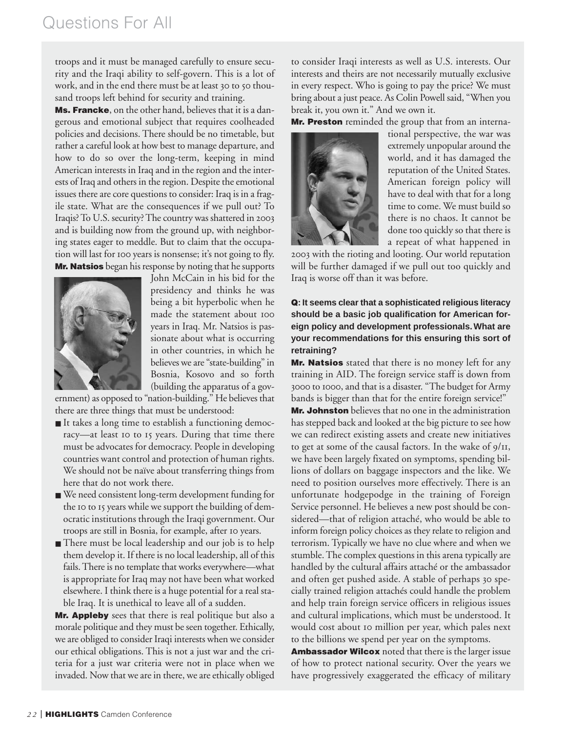troops and it must be managed carefully to ensure security and the Iraqi ability to self-govern. This is a lot of work, and in the end there must be at least 30 to 50 thousand troops left behind for security and training.

**Ms. Francke**, on the other hand, believes that it is a dangerous and emotional subject that requires coolheaded policies and decisions. There should be no timetable, but rather a careful look at how best to manage departure, and how to do so over the long-term, keeping in mind American interests in Iraq and in the region and the interests of Iraq and others in the region. Despite the emotional issues there are core questions to consider: Iraq is in a fragile state. What are the consequences if we pull out? To Iraqis? To U.S. security? The country was shattered in 2003 and is building now from the ground up, with neighboring states eager to meddle. But to claim that the occupation will last for 100 years is nonsense; it's not going to fly.

**Mr. Natsios** began his response by noting that he supports John McCain in his bid for the presidency and thinks he was being a bit hyperbolic when he made the statement about 100 years in Iraq. Mr. Natsios is passionate about what is occurring in other countries, in which he believes we are "state-building" in Bosnia, Kosovo and so forth (building the apparatus of a government) as opposed to "nation-building." He believes that there are three things that must be understood:

- It takes a long time to establish a functioning democracy—at least 10 to 15 years. During that time there must be advocates for democracy. People in developing countries want control and protection of human rights. We should not be naïve about transferring things from here that do not work there.
- We need consistent long-term development funding for the 10 to 15 years while we support the building of democratic institutions through the Iraqi government. Our troops are still in Bosnia, for example, after 10 years.
- There must be local leadership and our job is to help them develop it. If there is no local leadership, all of this fails. There is no template that works everywhere—what is appropriate for Iraq may not have been what worked elsewhere. I think there is a huge potential for a real stable Iraq. It is unethical to leave all of a sudden.

**Mr. Appleby** sees that there is real politique but also a morale politique and they must be seen together. Ethically, we are obliged to consider Iraqi interests when we consider our ethical obligations. This is not a just war and the criteria for a just war criteria were not in place when we invaded. Now that we are in there, we are ethically obliged to consider Iraqi interests as well as U.S. interests. Our interests and theirs are not necessarily mutually exclusive in every respect. Who is going to pay the price? We must bring about a just peace. As Colin Powell said, "When you break it, you own it." And we own it.

**Mr. Preston** reminded the group that from an international perspective, the war was extremely unpopular around the world, and it has damaged the reputation of the United States. American foreign policy will have to deal with that for a long time to come. We must build so there is no chaos. It cannot be done too quickly so that there is a repeat of what happened in 2003 with the rioting and looting. Our world reputation will be further damaged if we pull out too quickly and Iraq is worse off than it was before.

**Q: It seems clear that a sophisticated religious literacy should be a basic job qualification for American foreign policy and development professionals. What are your recommendations for this ensuring this sort of retraining?**

**Mr. Natsios** stated that there is no money left for any training in AID. The foreign service staff is down from 3000 to 1000, and that is a disaster. "The budget for Army bands is bigger than that for the entire foreign service!"

**Mr. Johnston** believes that no one in the administration has stepped back and looked at the big picture to see how we can redirect existing assets and create new initiatives to get at some of the causal factors. In the wake of 9/11, we have been largely fixated on symptoms, spending billions of dollars on baggage inspectors and the like. We need to position ourselves more effectively. There is an unfortunate hodgepodge in the training of Foreign Service personnel. He believes a new post should be considered—that of religion attaché, who would be able to inform foreign policy choices as they relate to religion and terrorism. Typically we have no clue where and when we stumble. The complex questions in this arena typically are handled by the cultural affairs attaché or the ambassador and often get pushed aside. A stable of perhaps 30 specially trained religion attachés could handle the problem and help train foreign service officers in religious issues and cultural implications, which must be understood. It would cost about 10 million per year, which pales next to the billions we spend per year on the symptoms.

**Ambassador Wilcox** noted that there is the larger issue of how to protect national security. Over the years we have progressively exaggerated the efficacy of military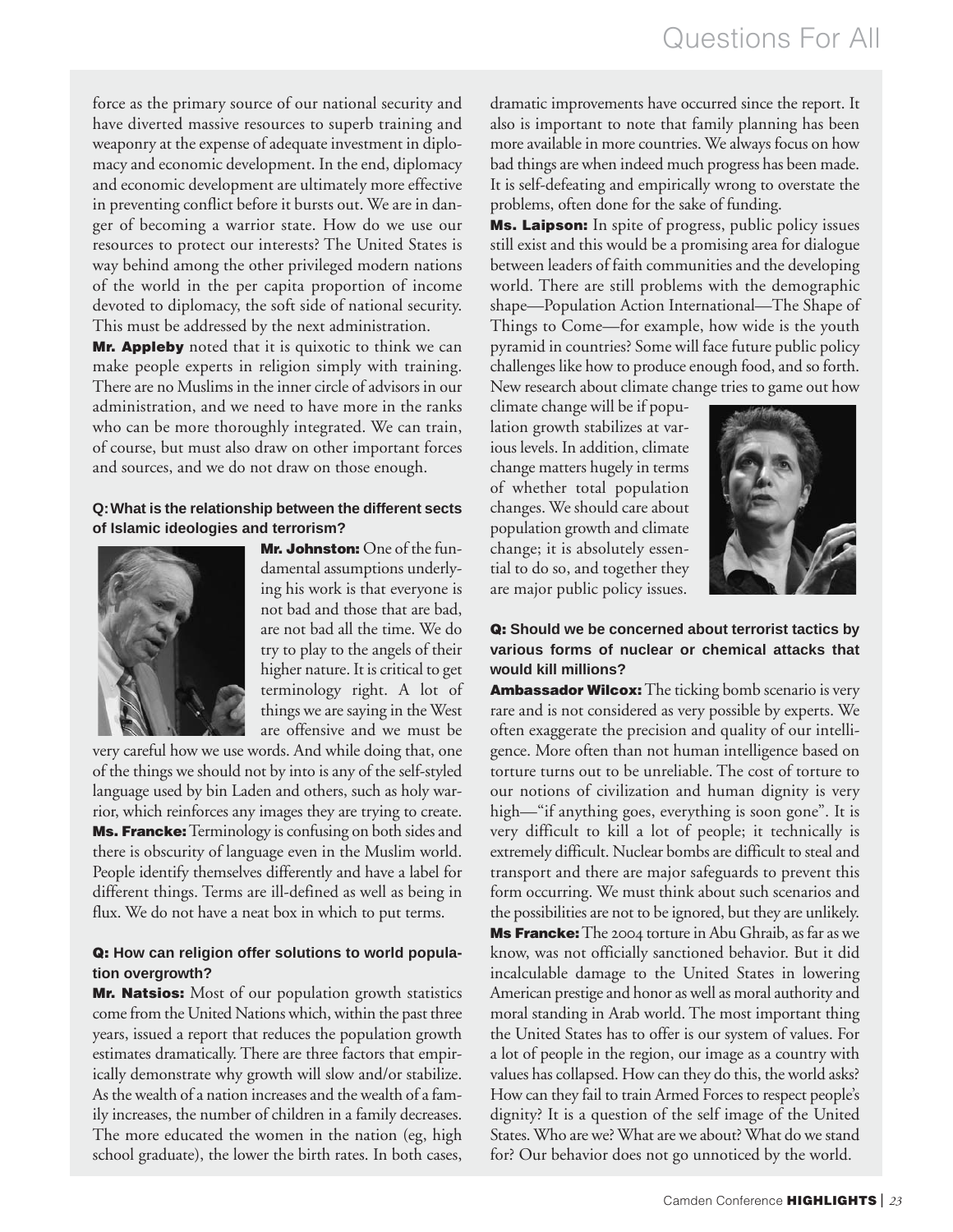force as the primary source of our national security and have diverted massive resources to superb training and weaponry at the expense of adequate investment in diplomacy and economic development. In the end, diplomacy and economic development are ultimately more effective in preventing conflict before it bursts out. We are in danger of becoming a warrior state. How do we use our resources to protect our interests? The United States is way behind among the other privileged modern nations of the world in the per capita proportion of income devoted to diplomacy, the soft side of national security. This must be addressed by the next administration.

**Mr. Appleby** noted that it is quixotic to think we can make people experts in religion simply with training. There are no Muslims in the inner circle of advisors in our administration, and we need to have more in the ranks who can be more thoroughly integrated. We can train, of course, but must also draw on other important forces and sources, and we do not draw on those enough.

**Q: What is the relationship between the different sects of Islamic ideologies and terrorism?**

**Mr. Johnston:** One of the fundamental assumptions underlying his work is that everyone is not bad and those that are bad, are not bad all the time. We do try to play to the angels of their higher nature. It is critical to get terminology right. A lot of things we are saying in the West are offensive and we must be very careful how we use words. And while doing that, one of the things we should not by into is any of the self-styled language used by bin Laden and others, such as holy warrior, which reinforces any images they are trying to create.

**Ms. Francke:** Terminology is confusing on both sides and there is obscurity of language even in the Muslim world. People identify themselves differently and have a label for different things. Terms are ill-defined as well as being in flux. We do not have a neat box in which to put terms.

**Q: How can religion offer solutions to world population overgrowth?**

**Mr. Natsios:** Most of our population growth statistics come from the United Nations which, within the past three years, issued a report that reduces the population growth estimates dramatically. There are three factors that empirically demonstrate why growth will slow and/or stabilize. As the wealth of a nation increases and the wealth of a family increases, the number of children in a family decreases. The more educated the women in the nation (eg, high school graduate), the lower the birth rates. In both cases, dramatic improvements have occurred since the report. It also is important to note that family planning has been more available in more countries. We always focus on how bad things are when indeed much progress has been made. It is self-defeating and empirically wrong to overstate the problems, often done for the sake of funding.

**Ms. Laipson:** In spite of progress, public policy issues still exist and this would be a promising area for dialogue between leaders of faith communities and the developing world. There are still problems with the demographic shape—Population Action International—The Shape of Things to Come—for example, how wide is the youth pyramid in countries? Some will face future public policy challenges like how to produce enough food, and so forth. New research about climate change tries to game out how climate change will be if population growth stabilizes at various levels. In addition, climate change matters hugely in terms of whether total population changes. We should care about population growth and climate change; it is absolutely essential to do so, and together they are major public policy issues.

**Q: Should we be concerned about terrorist tactics by various forms of nuclear or chemical attacks that would kill millions?**

**Ambassador Wilcox:** The ticking bomb scenario is very rare and is not considered as very possible by experts. We often exaggerate the precision and quality of our intelligence. More often than not human intelligence based on torture turns out to be unreliable. The cost of torture to our notions of civilization and human dignity is very high—"if anything goes, everything is soon gone". It is very difficult to kill a lot of people; it technically is extremely difficult. Nuclear bombs are difficult to steal and transport and there are major safeguards to prevent this form occurring. We must think about such scenarios and the possibilities are not to be ignored, but they are unlikely.

**Ms Francke:** The 2004 torture in Abu Ghraib, as far as we know, was not officially sanctioned behavior. But it did incalculable damage to the United States in lowering American prestige and honor as well as moral authority and moral standing in Arab world. The most important thing the United States has to offer is our system of values. For a lot of people in the region, our image as a country with values has collapsed. How can they do this, the world asks? How can they fail to train Armed Forces to respect people's dignity? It is a question of the self image of the United States. Who are we? What are we about? What do we stand for? Our behavior does not go unnoticed by the world.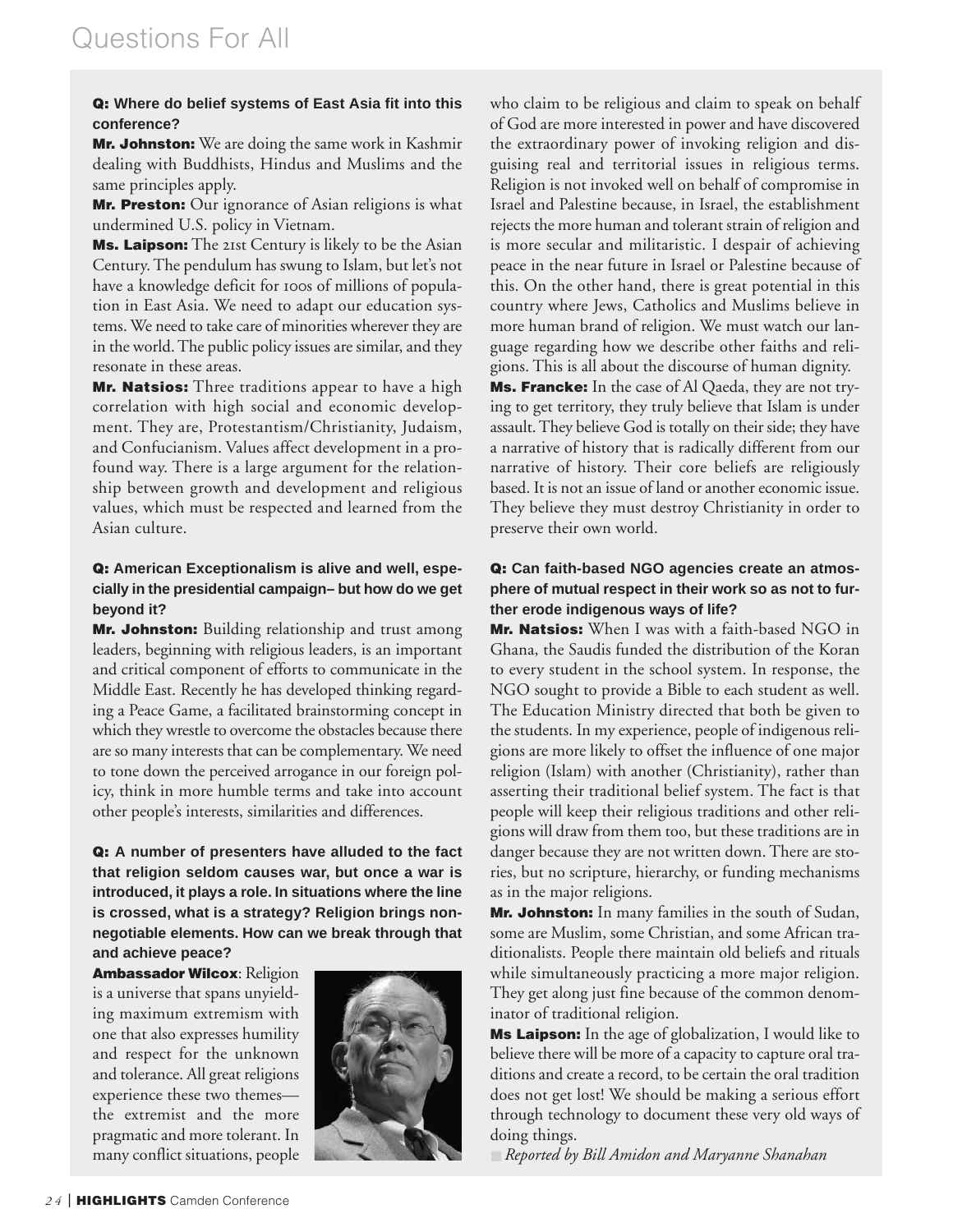# Questions For All

**Q: Where do belief systems of East Asia fit into this conference?**

**Mr. Johnston:** We are doing the same work in Kashmir dealing with Buddhists, Hindus and Muslims and the same principles apply.

**Mr. Preston:** Our ignorance of Asian religions is what undermined U.S. policy in Vietnam.

**Ms. Laipson:** The 21st Century is likely to be the Asian Century. The pendulum has swung to Islam, but let's not have a knowledge deficit for 100s of millions of population in East Asia. We need to adapt our education systems. We need to take care of minorities wherever they are in the world. The public policy issues are similar, and they resonate in these areas.

**Mr. Natsios:** Three traditions appear to have a high correlation with high social and economic development. They are, Protestantism/Christianity, Judaism, and Confucianism. Values affect development in a profound way. There is a large argument for the relationship between growth and development and religious values, which must be respected and learned from the Asian culture.

**Q: American Exceptionalism is alive and well, especially in the presidential campaign– but how do we get beyond it?**

**Mr. Johnston:** Building relationship and trust among leaders, beginning with religious leaders, is an important and critical component of efforts to communicate in the Middle East. Recently he has developed thinking regarding a Peace Game, a facilitated brainstorming concept in which they wrestle to overcome the obstacles because there are so many interests that can be complementary. We need to tone down the perceived arrogance in our foreign policy, think in more humble terms and take into account other people's interests, similarities and differences.

**Q: A number of presenters have alluded to the fact that religion seldom causes war, but once a war is introduced, it plays a role. In situations where the line is crossed, what is a strategy? Religion brings non-negotiable elements. How can we break through that and achieve peace?**

**Ambassador Wilcox**: Religion is a universe that spans unyielding maximum extremism with one that also expresses humility and respect for the unknown and tolerance. All great religions experience these two themes—the extremist and the more pragmatic and more tolerant. In many conflict situations, people who claim to be religious and claim to speak on behalf of God are more interested in power and have discovered the extraordinary power of invoking religion and disguising real and territorial issues in religious terms. Religion is not invoked well on behalf of compromise in Israel and Palestine because, in Israel, the establishment rejects the more human and tolerant strain of religion and is more secular and militaristic. I despair of achieving peace in the near future in Israel or Palestine because of this. On the other hand, there is great potential in this country where Jews, Catholics and Muslims believe in more human brand of religion. We must watch our language regarding how we describe other faiths and religions. This is all about the discourse of human dignity.

**Ms. Francke:** In the case of Al Qaeda, they are not trying to get territory, they truly believe that Islam is under assault. They believe God is totally on their side; they have a narrative of history that is radically different from our narrative of history. Their core beliefs are religiously based. It is not an issue of land or another economic issue. They believe they must destroy Christianity in order to preserve their own world.

**Q: Can faith-based NGO agencies create an atmosphere of mutual respect in their work so as not to further erode indigenous ways of life?**

**Mr. Natsios:** When I was with a faith-based NGO in Ghana, the Saudis funded the distribution of the Koran to every student in the school system. In response, the NGO sought to provide a Bible to each student as well. The Education Ministry directed that both be given to the students. In my experience, people of indigenous religions are more likely to offset the influence of one major religion (Islam) with another (Christianity), rather than asserting their traditional belief system. The fact is that people will keep their religious traditions and other religions will draw from them too, but these traditions are in danger because they are not written down. There are stories, but no scripture, hierarchy, or funding mechanisms as in the major religions.

**Mr. Johnston:** In many families in the south of Sudan, some are Muslim, some Christian, and some African traditionalists. People there maintain old beliefs and rituals while simultaneously practicing a more major religion. They get along just fine because of the common denominator of traditional religion.

**Ms Laipson:** In the age of globalization, I would like to believe there will be more of a capacity to capture oral traditions and create a record, to be certain the oral tradition does not get lost! We should be making a serious effort through technology to document these very old ways of doing things.

*Reported by Bill Amidon and Maryanne Shanahan*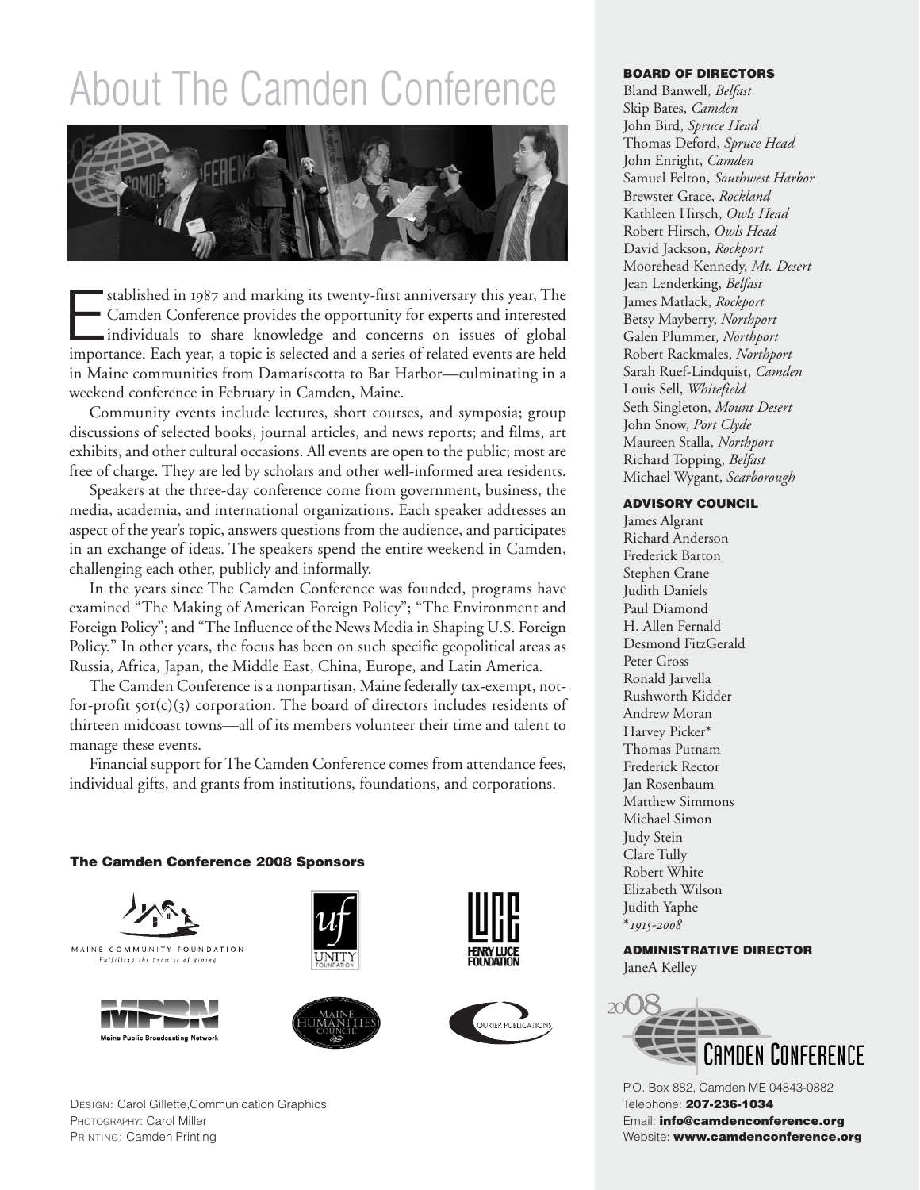# About The Camden Conference

Established in 1987 and marking its twenty-first anniversary this year, The Camden Conference provides the opportunity for experts and interested individuals to share knowledge and concerns on issues of global importance. Each year, a topic is selected and a series of related events are held in Maine communities from Damariscotta to Bar Harbor—culminating in a weekend conference in February in Camden, Maine.

Community events include lectures, short courses, and symposia; group discussions of selected books, journal articles, and news reports; and films, art exhibits, and other cultural occasions. All events are open to the public; most are free of charge. They are led by scholars and other well-informed area residents.

Speakers at the three-day conference come from government, business, the media, academia, and international organizations. Each speaker addresses an aspect of the year's topic, answers questions from the audience, and participates in an exchange of ideas. The speakers spend the entire weekend in Camden, challenging each other, publicly and informally.

In the years since The Camden Conference was founded, programs have examined "The Making of American Foreign Policy"; "The Environment and Foreign Policy"; and "The Influence of the News Media in Shaping U.S. Foreign Policy." In other years, the focus has been on such specific geopolitical areas as Russia, Africa, Japan, the Middle East, China, Europe, and Latin America.

The Camden Conference is a nonpartisan, Maine federally tax-exempt, not-for-profit 501(c)(3) corporation. The board of directors includes residents of thirteen midcoast towns—all of its members volunteer their time and talent to manage these events.

Financial support for The Camden Conference comes from attendance fees, individual gifts, and grants from institutions, foundations, and corporations.

**The Camden Conference 2008 Sponsors**

Maine Community Foundation — *Fulfilling the promise of giving*
Unity Foundation
Henry Luce Foundation
Maine Public Broadcasting Network
Maine Humanities Council
Courier Publications

DESIGN: Carol Gillette, Communication Graphics
PHOTOGRAPHY: Carol Miller
PRINTING: Camden Printing

**BOARD OF DIRECTORS**

Bland Banwell, *Belfast*
Skip Bates, *Camden*
John Bird, *Spruce Head*
Thomas Deford, *Spruce Head*
John Enright, *Camden*
Samuel Felton, *Southwest Harbor*
Brewster Grace, *Rockland*
Kathleen Hirsch, *Owls Head*
Robert Hirsch, *Owls Head*
David Jackson, *Rockport*
Moorehead Kennedy, *Mt. Desert*
Jean Lenderking, *Belfast*
James Matlack, *Rockport*
Betsy Mayberry, *Northport*
Galen Plummer, *Northport*
Robert Rackmales, *Northport*
Sarah Ruef-Lindquist, *Camden*
Louis Sell, *Whitefield*
Seth Singleton, *Mount Desert*
John Snow, *Port Clyde*
Maureen Stalla, *Northport*
Richard Topping, *Belfast*
Michael Wygant, *Scarborough*

**ADVISORY COUNCIL**

James Algrant
Richard Anderson
Frederick Barton
Stephen Crane
Judith Daniels
Paul Diamond
H. Allen Fernald
Desmond FitzGerald
Peter Gross
Ronald Jarvella
Rushworth Kidder
Andrew Moran
Harvey Picker*
Thomas Putnam
Frederick Rector
Jan Rosenbaum
Matthew Simmons
Michael Simon
Judy Stein
Clare Tully
Robert White
Elizabeth Wilson
Judith Yaphe
*\*1915-2008*

**ADMINISTRATIVE DIRECTOR**

JaneA Kelley

2008 Camden Conference

P.O. Box 882, Camden ME 04843-0882
Telephone: **207-236-1034**
Email: **info@camdenconference.org**
Website: **www.camdenconference.org**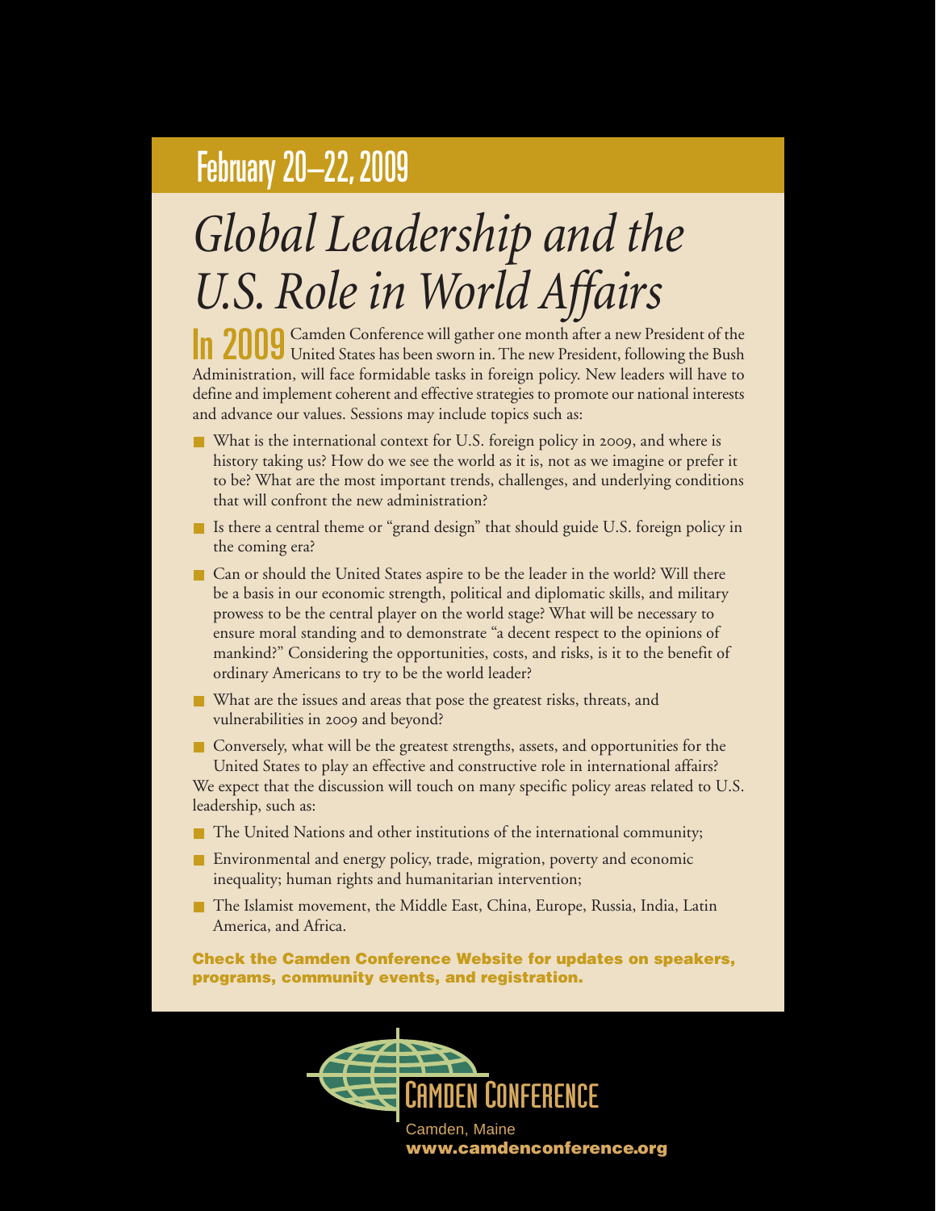## February 20–22, 2009

# *Global Leadership and the U.S. Role in World Affairs*

**In 2009** Camden Conference will gather one month after a new President of the United States has been sworn in. The new President, following the Bush Administration, will face formidable tasks in foreign policy. New leaders will have to define and implement coherent and effective strategies to promote our national interests and advance our values. Sessions may include topics such as:

- What is the international context for U.S. foreign policy in 2009, and where is history taking us? How do we see the world as it is, not as we imagine or prefer it to be? What are the most important trends, challenges, and underlying conditions that will confront the new administration?
- Is there a central theme or "grand design" that should guide U.S. foreign policy in the coming era?
- Can or should the United States aspire to be the leader in the world? Will there be a basis in our economic strength, political and diplomatic skills, and military prowess to be the central player on the world stage? What will be necessary to ensure moral standing and to demonstrate "a decent respect to the opinions of mankind?" Considering the opportunities, costs, and risks, is it to the benefit of ordinary Americans to try to be the world leader?
- What are the issues and areas that pose the greatest risks, threats, and vulnerabilities in 2009 and beyond?
- Conversely, what will be the greatest strengths, assets, and opportunities for the United States to play an effective and constructive role in international affairs?

We expect that the discussion will touch on many specific policy areas related to U.S. leadership, such as:

- The United Nations and other institutions of the international community;
- Environmental and energy policy, trade, migration, poverty and economic inequality; human rights and humanitarian intervention;
- The Islamist movement, the Middle East, China, Europe, Russia, India, Latin America, and Africa.

**Check the Camden Conference Website for updates on speakers, programs, community events, and registration.**

CAMDEN CONFERENCE

Camden, Maine

**www.camdenconference.org**